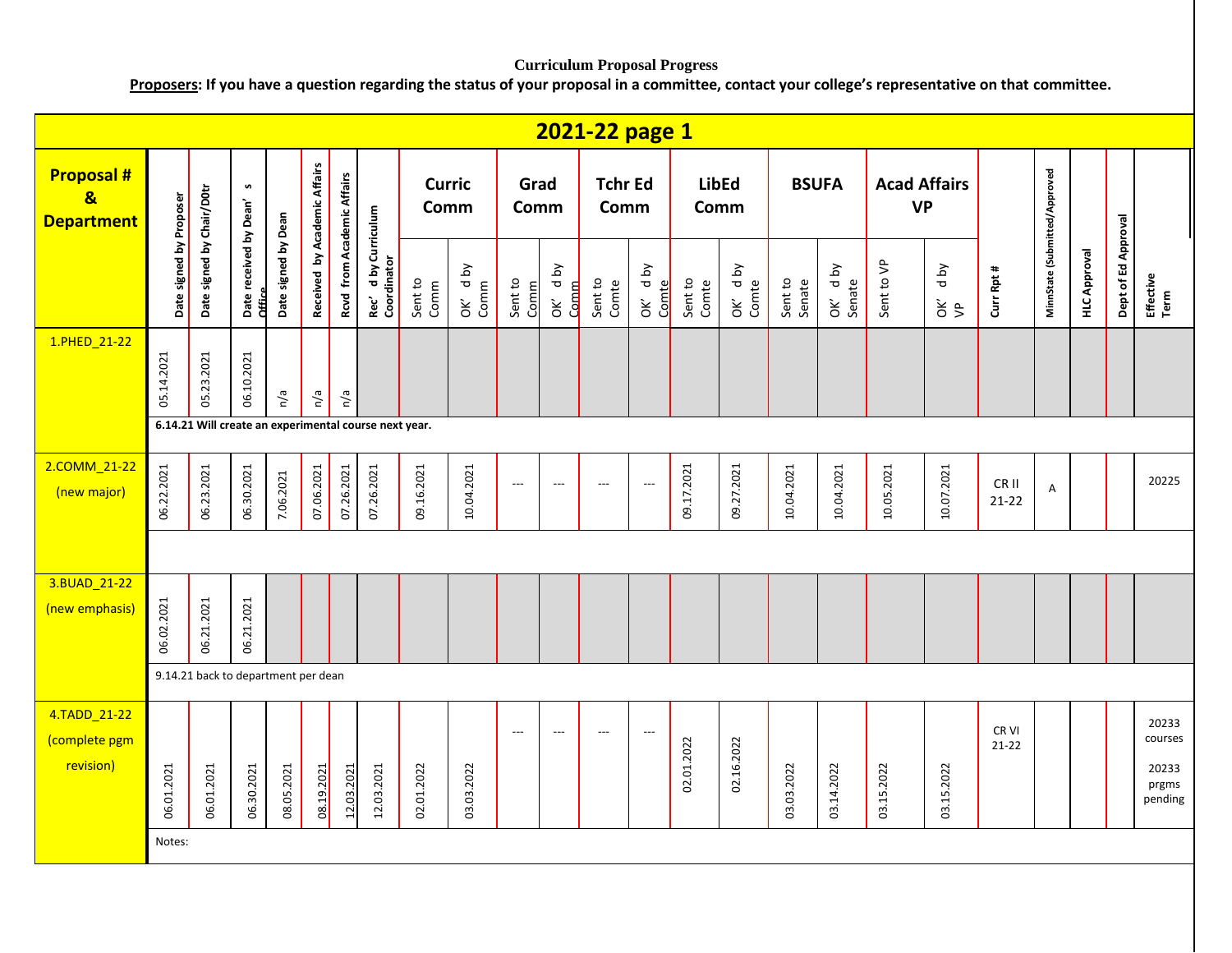**Curriculum Proposal Progress**

**Proposers: If you have a question regarding the status of your proposal in a committee, contact your college's representative on that committee.**

## 2021-22 page 1

| Proposal # & Department | Date signed by Proposer | Date signed by Chair/D0tr | Date received by Dean's Office | Date signed by Dean | Received by Academic Affairs | Rcvd from Academic Affairs | Rec'd by Curriculum Coordinator | Curric Comm | | Grad Comm | | Tchr Ed Comm | | LibEd Comm | | BSUFA | | Acad Affairs VP | | Curr Rpt # | MinnState (Submitted/Approved | HLC Approval | Dept of Ed Approval | Effective Term |
|---|---|---|---|---|---|---|---|---|---|---|---|---|---|---|---|---|---|---|---|---|---|---|---|---|
| | | | | | | | | Sent to Comm | OK'd by Comm | Sent to Comm | OK'd by Comm | Sent to Comte | OK'd by Comte | Sent to Comte | OK'd by Comte | Sent to Senate | OK'd by Senate | Sent to VP | OK'd by VP | | | | | |
| 1.PHED_21-22 | 05.14.2021 | 05.23.2021 | 06.10.2021 | n/a | n/a | n/a | | | | | | | | | | | | | | | | | | |
| | 6.14.21 Will create an experimental course next year. | | | | | | | | | | | | | | | | | | | | | | | |
| 2.COMM_21-22 (new major) | 06.22.2021 | 06.23.2021 | 06.30.2021 | 7.06.2021 | 07.06.2021 | 07.26.2021 | 07.26.2021 | 09.16.2021 | 10.04.2021 | --- | --- | --- | --- | 09.17.2021 | 09.27.2021 | 10.04.2021 | 10.04.2021 | 10.05.2021 | 10.07.2021 | CR II 21-22 | A | | | 20225 |
| 3.BUAD_21-22 (new emphasis) | 06.02.2021 | 06.21.2021 | 06.21.2021 | | | | | | | | | | | | | | | | | | | | | |
| | 9.14.21 back to department per dean | | | | | | | | | | | | | | | | | | | | | | | |
| 4.TADD_21-22 (complete pgm revision) | 06.01.2021 | 06.01.2021 | 06.30.2021 | 08.05.2021 | 08.19.2021 | 12.03.2021 | 12.03.2021 | 02.01.2022 | 03.03.2022 | --- | --- | --- | --- | 02.01.2022 | 02.16.2022 | 03.03.2022 | 03.14.2022 | 03.15.2022 | 03.15.2022 | CR VI 21-22 | | | | 20233 courses 20233 prgms pending |
| | Notes: | | | | | | | | | | | | | | | | | | | | | | | |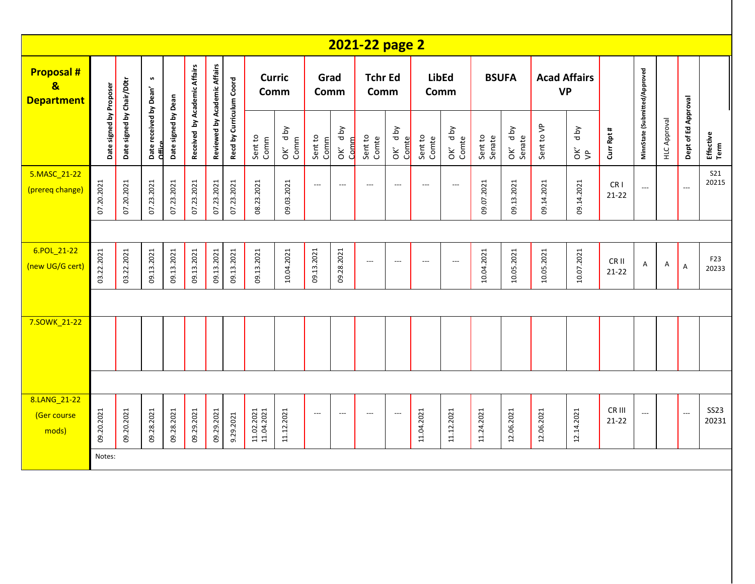# 2021-22 page 2

| Proposal # & Department | Date signed by Proposer | Date signed by Chair/D0tr | Date received by Dean's Office | Date signed by Dean | Received by Academic Affairs | Reviewed by Academic Affairs | Recd by Curriculum Coord | Curric Comm | | Grad Comm | | Tchr Ed Comm | | LibEd Comm | | BSUFA | | Acad Affairs VP | | Curr Rpt # | MinnState (Submitted/Approved | HLC Approval | Dept of Ed Approval | Effective Term |
|---|---|---|---|---|---|---|---|---|---|---|---|---|---|---|---|---|---|---|---|---|---|---|---|---|
| | | | | | | | | Sent to Comm | OK'd by Comm | Sent to Comm | OK'd by Comm | Sent to Comte | OK'd by Comte | Sent to Comte | OK'd by Comte | Sent to Senate | OK'd by Senate | Sent to VP | OK'd by VP | | | | | |
| 5.MASC_21-22 (prereq change) | 07.20.2021 | 07.20.2021 | 07.23.2021 | 07.23.2021 | 07.23.2021 | 07.23.2021 | 07.23.2021 | 08.23.2021 | 09.03.2021 | --- | --- | --- | --- | --- | --- | 09.07.2021 | 09.13.2021 | 09.14.2021 | 09.14.2021 | CR I 21-22 | --- | | --- | S21 20215 |
| 6.POL_21-22 (new UG/G cert) | 03.22.2021 | 03.22.2021 | 09.13.2021 | 09.13.2021 | 09.13.2021 | 09.13.2021 | 09.13.2021 | 09.13.2021 | 10.04.2021 | 09.13.2021 | 09.28.2021 | --- | --- | --- | --- | 10.04.2021 | 10.05.2021 | 10.05.2021 | 10.07.2021 | CR II 21-22 | A | A | A | F23 20233 |
| 7.SOWK_21-22 | | | | | | | | | | | | | | | | | | | | | | | | |
| 8.LANG_21-22 (Ger course mods) | 09.20.2021 | 09.20.2021 | 09.28.2021 | 09.28.2021 | 09.29.2021 | 09.29.2021 | 9.29.2021 | 11.02.2021 11.04.2021 | 11.12.2021 | --- | --- | --- | --- | 11.04.2021 | 11.12.2021 | 11.24.2021 | 12.06.2021 | 12.06.2021 | 12.14.2021 | CR III 21-22 | --- | | --- | SS23 20231 |

Notes: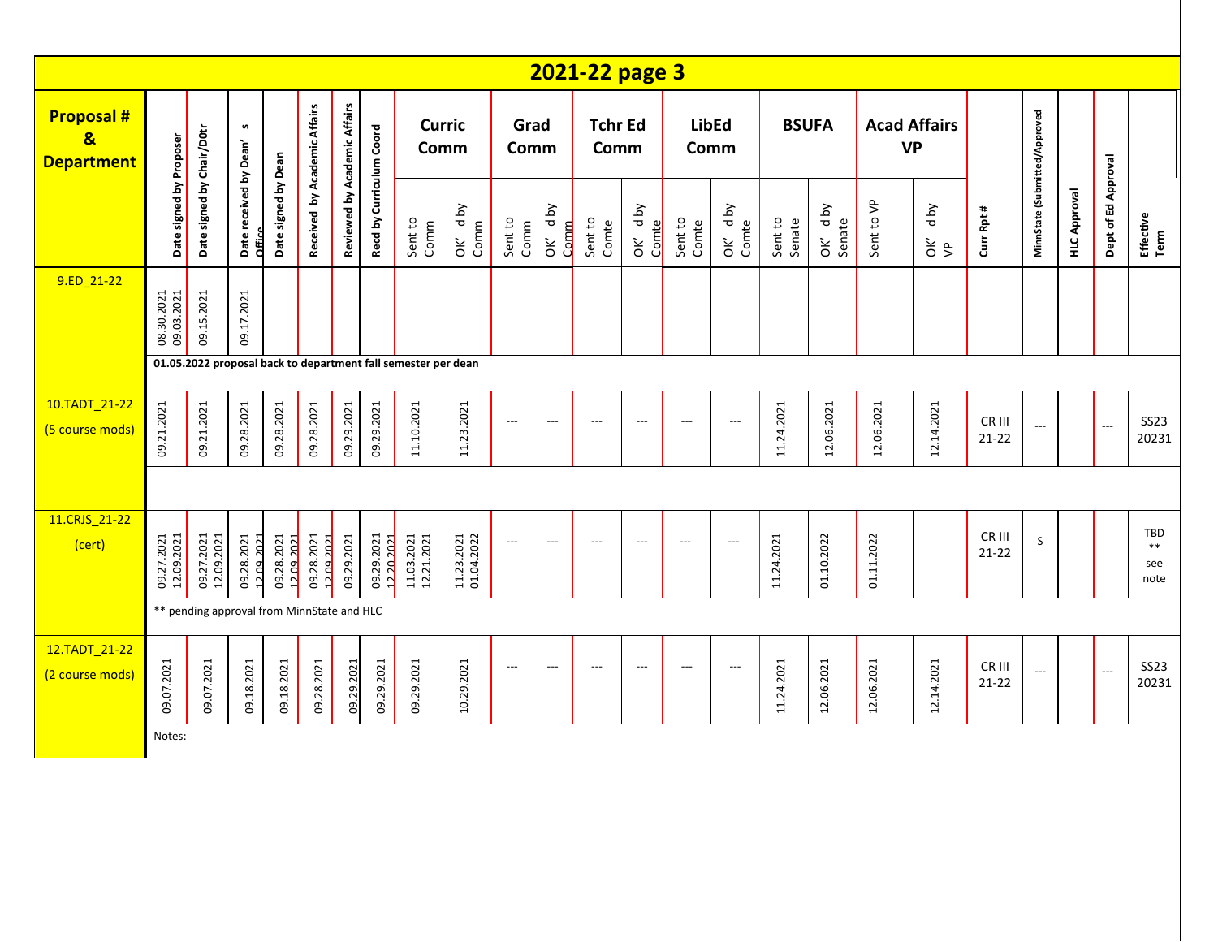# 2021-22 page 3

| Proposal # & Department | Date signed by Proposer | Date signed by Chair/D0tr | Date received by Dean's Office | Date signed by Dean | Received by Academic Affairs | Reviewed by Academic Affairs | Recd by Curriculum Coord | Curric Comm | | Grad Comm | | Tchr Ed Comm | | LibEd Comm | | BSUFA | | Acad Affairs VP | | Curr Rpt # | MinnState (Submitted/Approved | HLC Approval | Dept of Ed Approval | Effective Term |
|---|---|---|---|---|---|---|---|---|---|---|---|---|---|---|---|---|---|---|---|---|---|---|---|---|
| | | | | | | | | Sent to Comm | OK'd by Comm | Sent to Comm | OK'd by Comm | Sent to Comte | OK'd by Comte | Sent to Comte | OK'd by Comte | Sent to Senate | OK'd by Senate | Sent to VP | OK'd by VP | | | | | |
| 9.ED_21-22 | 08.30.2021 09.03.2021 | 09.15.2021 | 09.17.2021 | | | | | | | | | | | | | | | | | | | | | |
| | 01.05.2022 proposal back to department fall semester per dean | | | | | | | | | | | | | | | | | | | | | | | |
| 10.TADT_21-22 (5 course mods) | 09.21.2021 | 09.21.2021 | 09.28.2021 | 09.28.2021 | 09.28.2021 | 09.29.2021 | 09.29.2021 | 11.10.2021 | 11.23.2021 | --- | --- | --- | --- | --- | --- | 11.24.2021 | 12.06.2021 | 12.06.2021 | 12.14.2021 | CR III 21-22 | --- | | --- | SS23 20231 |
| 11.CRJS_21-22 (cert) | 09.27.2021 12.09.2021 | 09.27.2021 12.09.2021 | 09.28.2021 12.09.2021 | 09.28.2021 12.09.2021 | 09.28.2021 12.09.2021 | 09.29.2021 | 09.29.2021 12.20.2021 | 11.03.2021 12.21.2021 | 11.23.2021 01.04.2022 | --- | --- | --- | --- | --- | --- | 11.24.2021 | 01.10.2022 | 01.11.2022 | | CR III 21-22 | S | | | TBD ** see note |
| | ** pending approval from MinnState and HLC | | | | | | | | | | | | | | | | | | | | | | | |
| 12.TADT_21-22 (2 course mods) | 09.07.2021 | 09.07.2021 | 09.18.2021 | 09.18.2021 | 09.28.2021 | 09.29.2021 | 09.29.2021 | 09.29.2021 | 10.29.2021 | --- | --- | --- | --- | --- | --- | 11.24.2021 | 12.06.2021 | 12.06.2021 | 12.14.2021 | CR III 21-22 | --- | | --- | SS23 20231 |
| | Notes: | | | | | | | | | | | | | | | | | | | | | | | |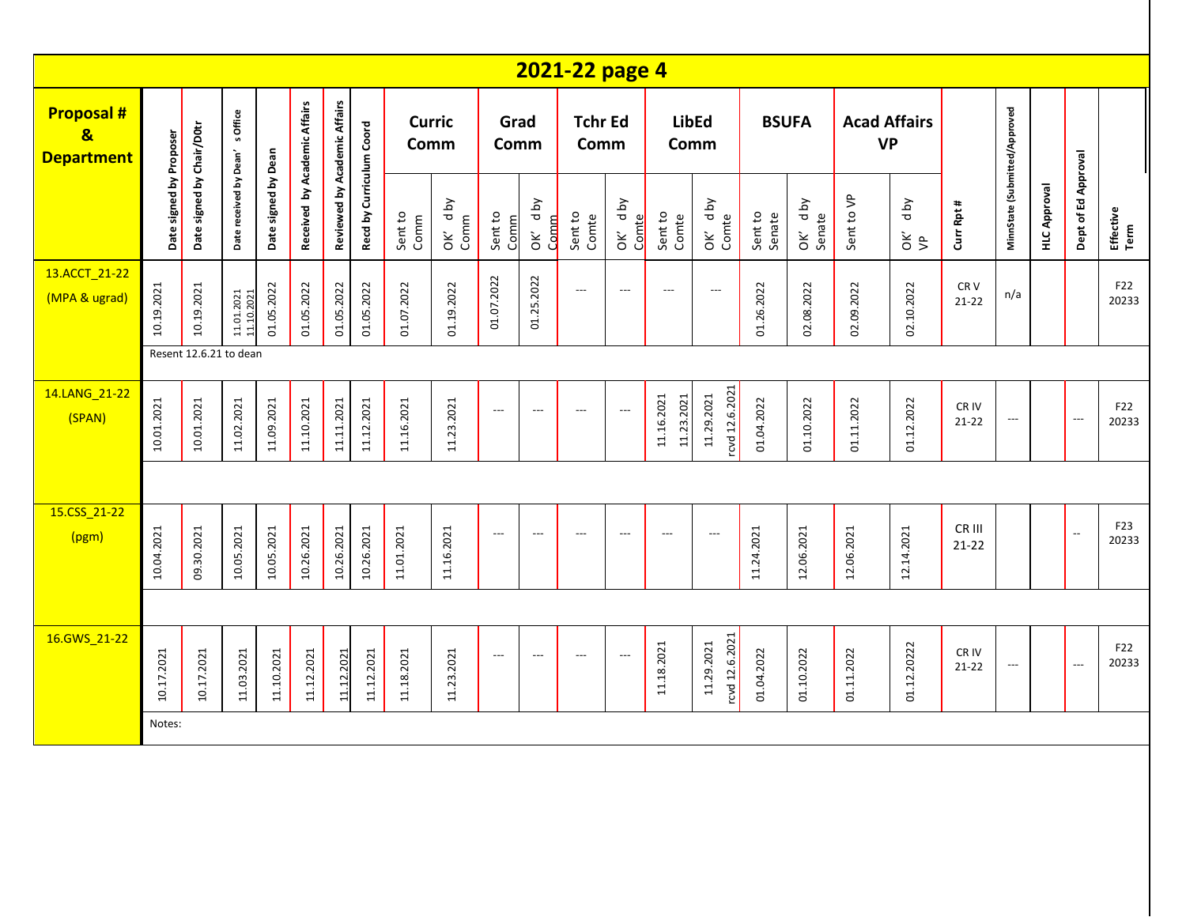# 2021-22 page 4

| Proposal # & Department | Date signed by Proposer | Date signed by Chair/D0tr | Date received by Dean's Office | Date signed by Dean | Received by Academic Affairs | Reviewed by Academic Affairs | Recd by Curriculum Coord | Curric Comm | | Grad Comm | | Tchr Ed Comm | | LibEd Comm | | BSUFA | | Acad Affairs VP | | Curr Rpt # | MinnState (Submitted/Approved | HLC Approval | Dept of Ed Approval | Effective Term |
|---|---|---|---|---|---|---|---|---|---|---|---|---|---|---|---|---|---|---|---|---|---|---|---|---|
| | | | | | | | | Sent to Comm | OK' d by Comm | Sent to Comm | OK' d by Comm | Sent to Comte | OK' d by Comte | Sent to Comte | OK' d by Comte | Sent to Senate | OK' d by Senate | Sent to VP | OK' d by VP | | | | | |
| 13.ACCT_21-22 (MPA & ugrad) | 10.19.2021 | 10.19.2021 | 11.01.2021 11.10.2021 | 01.05.2022 | 01.05.2022 | 01.05.2022 | 01.05.2022 | 01.07.2022 | 01.19.2022 | 01.07.2022 | 01.25.2022 | --- | --- | --- | --- | 01.26.2022 | 02.08.2022 | 02.09.2022 | 02.10.2022 | CR V 21-22 | n/a | | | F22 20233 |
| | Resent 12.6.21 to dean | | | | | | | | | | | | | | | | | | | | | | | |
| 14.LANG_21-22 (SPAN) | 10.01.2021 | 10.01.2021 | 11.02.2021 | 11.09.2021 | 11.10.2021 | 11.11.2021 | 11.12.2021 | 11.16.2021 | 11.23.2021 | --- | --- | --- | --- | 11.16.2021 11.23.2021 | 11.29.2021 rcvd 12.6.2021 | 01.04.2022 | 01.10.2022 | 01.11.2022 | 01.12.2022 | CR IV 21-22 | --- | | --- | F22 20233 |
| | | | | | | | | | | | | | | | | | | | | | | | | |
| 15.CSS_21-22 (pgm) | 10.04.2021 | 09.30.2021 | 10.05.2021 | 10.05.2021 | 10.26.2021 | 10.26.2021 | 10.26.2021 | 11.01.2021 | 11.16.2021 | --- | --- | --- | --- | --- | --- | 11.24.2021 | 12.06.2021 | 12.06.2021 | 12.14.2021 | CR III 21-22 | | | -- | F23 20233 |
| | | | | | | | | | | | | | | | | | | | | | | | | |
| 16.GWS_21-22 | 10.17.2021 | 10.17.2021 | 11.03.2021 | 11.10.2021 | 11.12.2021 | 11.12.2021 | 11.12.2021 | 11.18.2021 | 11.23.2021 | --- | --- | --- | --- | 11.18.2021 | 11.29.2021 rcvd 12.6.2021 | 01.04.2022 | 01.10.2022 | 01.11.2022 | 01.12.20222 | CR IV 21-22 | --- | | --- | F22 20233 |
| | Notes: | | | | | | | | | | | | | | | | | | | | | | | |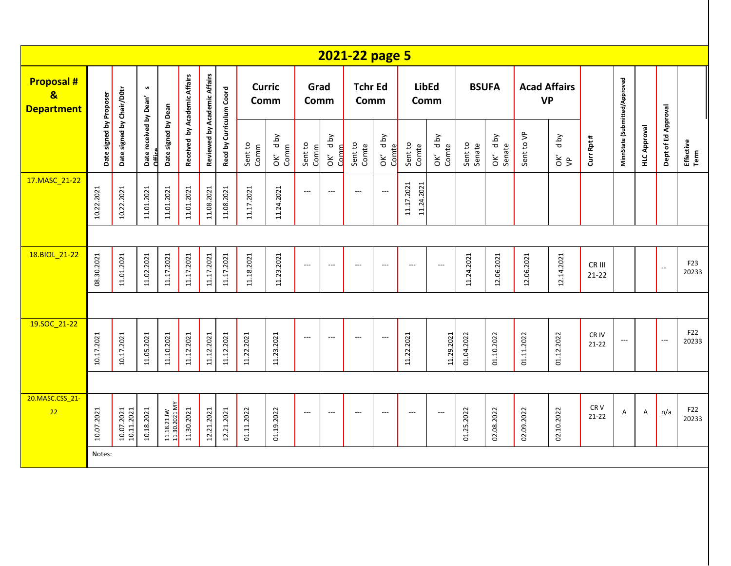# 2021-22 page 5

| Proposal # & Department | Date signed by Proposer | Date signed by Chair/D0tr | Date received by Dean's Office | Date signed by Dean | Received by Academic Affairs | Reviewed by Academic Affairs | Recd by Curriculum Coord | Curric Comm | | Grad Comm | | Tchr Ed Comm | | LibEd Comm | | BSUFA | | Acad Affairs VP | | Curr Rpt # | MinnState (Submitted/Approved | HLC Approval | Dept of Ed Approval | Effective Term |
|---|---|---|---|---|---|---|---|---|---|---|---|---|---|---|---|---|---|---|---|---|---|---|---|---|
| | | | | | | | | Sent to Comm | OK'd by Comm | Sent to Comm | OK'd by Comm | Sent to Comte | OK'd by Comte | Sent to Comte | OK'd by Comte | Sent to Senate | OK'd by Senate | Sent to VP | OK'd by VP | | | | | |
| 17.MASC_21-22 | 10.22.2021 | 10.22.2021 | 11.01.2021 | 11.01.2021 | 11.01.2021 | 11.08.2021 | 11.08.2021 | 11.17.2021 | 11.24.2021 | --- | --- | --- | --- | 11.17.2021 11.24.2021 | | | | | | | | | | |
| 18.BIOL_21-22 | 08.30.2021 | 11.01.2021 | 11.02.2021 | 11.17.2021 | 11.17.2021 | 11.17.2021 | 11.17.2021 | 11.18.2021 | 11.23.2021 | --- | --- | --- | --- | --- | --- | 11.24.2021 | 12.06.2021 | 12.06.2021 | 12.14.2021 | CR III 21-22 | | | -- | F23 20233 |
| 19.SOC_21-22 | 10.17.2021 | 10.17.2021 | 11.05.2021 | 11.10.2021 | 11.12.2021 | 11.12.2021 | 11.12.2021 | 11.22.2021 | 11.23.2021 | --- | --- | --- | --- | 11.22.2021 | 11.29.2021 | 01.04.2022 | 01.10.2022 | 01.11.2022 | 01.12.2022 | CR IV 21-22 | --- | | --- | F22 20233 |
| 20.MASC.CSS_21-22 | 10.07.2021 | 10.07.2021 10.11.2021 | 10.18.2021 | 11.18.21 JW 11.30.2021 MY | 11.30.2021 | 12.21.2021 | 12.21.2021 | 01.11.2022 | 01.19.2022 | --- | --- | --- | --- | --- | --- | 01.25.2022 | 02.08.2022 | 02.09.2022 | 02.10.2022 | CR V 21-22 | A | A | n/a | F22 20233 |

Notes: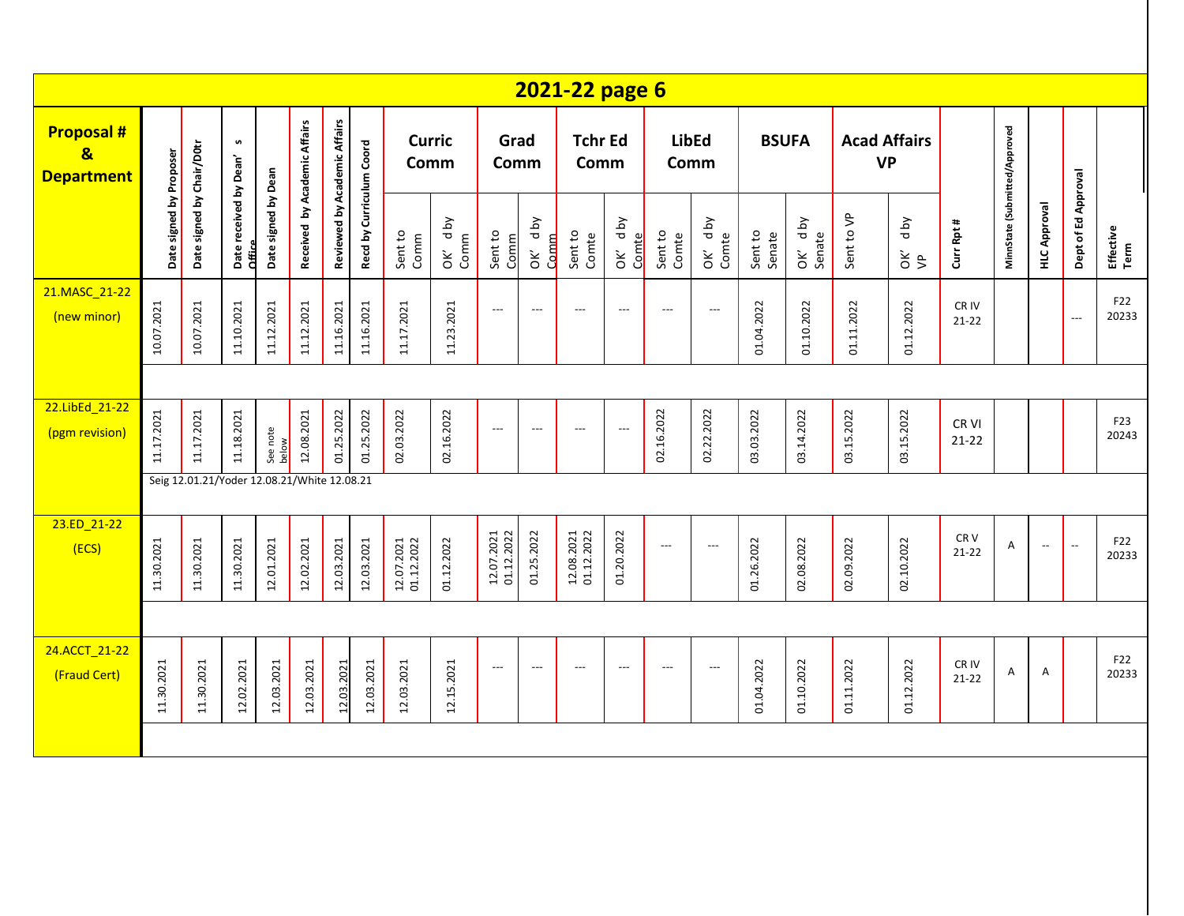# 2021-22 page 6

| Proposal # & Department | Date signed by Proposer | Date signed by Chair/D0tr | Date received by Dean's Office | Date signed by Dean | Received by Academic Affairs | Reviewed by Academic Affairs | Recd by Curriculum Coord | Curric Comm | | Grad Comm | | Tchr Ed Comm | | LibEd Comm | | BSUFA | | Acad Affairs VP | | Curr Rpt # | MinnState (Submitted/Approved | HLC Approval | Dept of Ed Approval | Effective Term |
|---|---|---|---|---|---|---|---|---|---|---|---|---|---|---|---|---|---|---|---|---|---|---|---|---|
| | | | | | | | | Sent to Comm | OK'd by Comm | Sent to Comm | OK'd by Comm | Sent to Comte | OK'd by Comte | Sent to Comte | OK'd by Comte | Sent to Senate | OK'd by Senate | Sent to VP | OK'd by VP | | | | | |
| 21.MASC_21-22 (new minor) | 10.07.2021 | 10.07.2021 | 11.10.2021 | 11.12.2021 | 11.12.2021 | 11.16.2021 | 11.16.2021 | 11.17.2021 | 11.23.2021 | --- | --- | --- | --- | --- | --- | 01.04.2022 | 01.10.2022 | 01.11.2022 | 01.12.2022 | CR IV 21-22 | | | --- | F22 20233 |
| 22.LibEd_21-22 (pgm revision) | 11.17.2021 | 11.17.2021 | 11.18.2021 | See note below | 12.08.2021 | 01.25.2022 | 01.25.2022 | 02.03.2022 | 02.16.2022 | --- | --- | --- | --- | 02.16.2022 | 02.22.2022 | 03.03.2022 | 03.14.2022 | 03.15.2022 | 03.15.2022 | CR VI 21-22 | | | | F23 20243 |
| | Seig 12.01.21/Yoder 12.08.21/White 12.08.21 | | | | | | | | | | | | | | | | | | | | | | | |
| 23.ED_21-22 (ECS) | 11.30.2021 | 11.30.2021 | 11.30.2021 | 12.01.2021 | 12.02.2021 | 12.03.2021 | 12.03.2021 | 12.07.2021 01.12.2022 | 01.12.2022 | 12.07.2021 01.12.2022 | 01.25.2022 | 12.08.2021 01.12.2022 | 01.20.2022 | --- | --- | 01.26.2022 | 02.08.2022 | 02.09.2022 | 02.10.2022 | CR V 21-22 | A | -- | -- | F22 20233 |
| 24.ACCT_21-22 (Fraud Cert) | 11.30.2021 | 11.30.2021 | 12.02.2021 | 12.03.2021 | 12.03.2021 | 12.03.2021 | 12.03.2021 | 12.03.2021 | 12.15.2021 | --- | --- | --- | --- | --- | --- | 01.04.2022 | 01.10.2022 | 01.11.2022 | 01.12.2022 | CR IV 21-22 | A | A | | F22 20233 |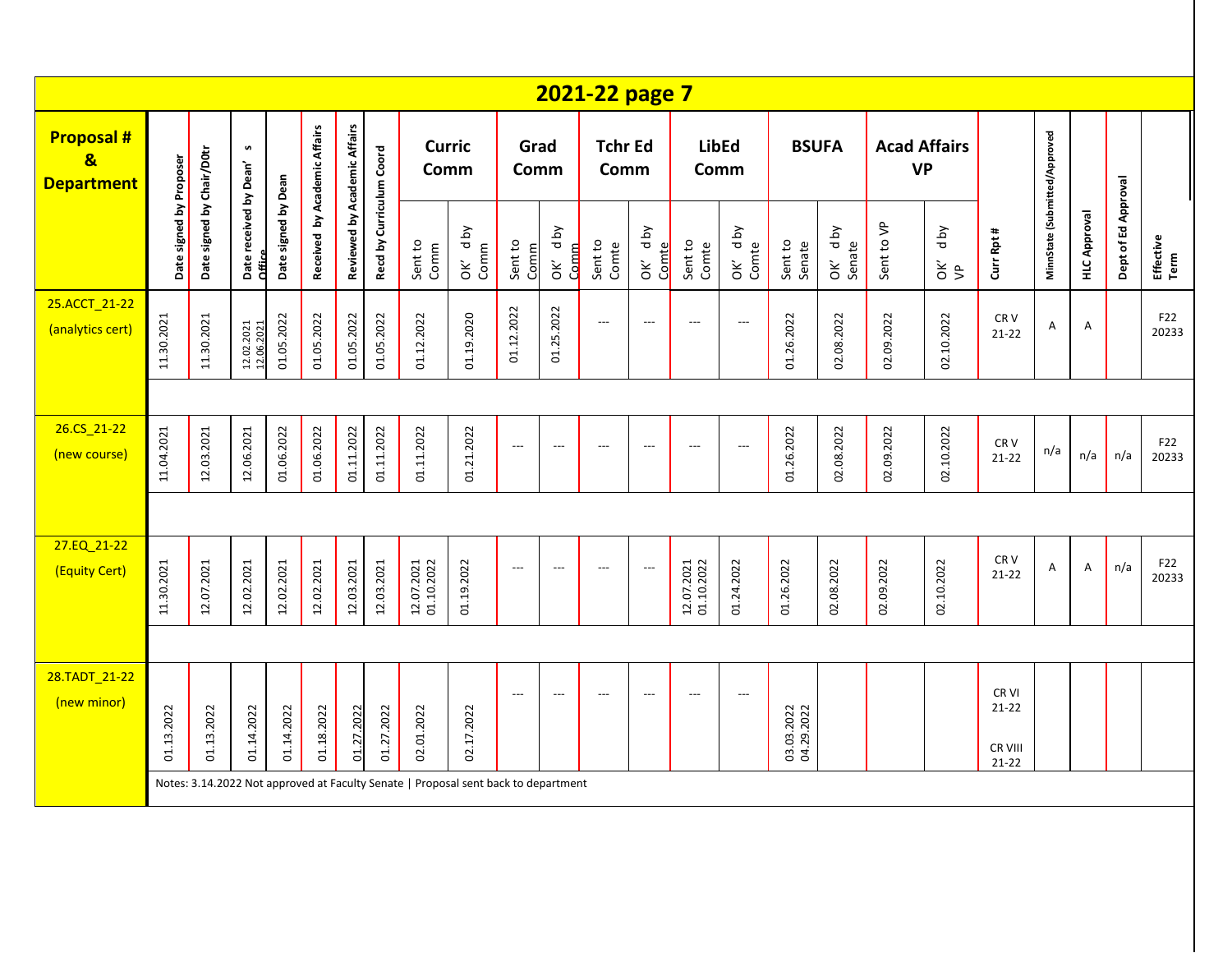# 2021-22 page 7

| Proposal # & Department | Date signed by Proposer | Date signed by Chair/D0tr | Date received by Dean's Office | Date signed by Dean | Received by Academic Affairs | Reviewed by Academic Affairs | Recd by Curriculum Coord | Curric Comm | | Grad Comm | | Tchr Ed Comm | | LibEd Comm | | BSUFA | | Acad Affairs VP | | Curr Rpt # | MinnState (Submitted/Approved | HLC Approval | Dept of Ed Approval | Effective Term |
|---|---|---|---|---|---|---|---|---|---|---|---|---|---|---|---|---|---|---|---|---|---|---|---|---|
| | | | | | | | | Sent to Comm | OK'd by Comm | Sent to Comm | OK'd by Comm | Sent to Comte | OK'd by Comte | Sent to Comte | OK'd by Comte | Sent to Senate | OK'd by Senate | Sent to VP | OK'd by VP | | | | | |
| 25.ACCT_21-22 (analytics cert) | 11.30.2021 | 11.30.2021 | 12.02.2021 12.06.2021 | 01.05.2022 | 01.05.2022 | 01.05.2022 | 01.05.2022 | 01.12.2022 | 01.19.2020 | 01.12.2022 | 01.25.2022 | --- | --- | --- | --- | 01.26.2022 | 02.08.2022 | 02.09.2022 | 02.10.2022 | CR V 21-22 | A | A | | F22 20233 |
| 26.CS_21-22 (new course) | 11.04.2021 | 12.03.2021 | 12.06.2021 | 01.06.2022 | 01.06.2022 | 01.11.2022 | 01.11.2022 | 01.11.2022 | 01.21.2022 | --- | --- | --- | --- | --- | --- | 01.26.2022 | 02.08.2022 | 02.09.2022 | 02.10.2022 | CR V 21-22 | n/a | n/a | n/a | F22 20233 |
| 27.EQ_21-22 (Equity Cert) | 11.30.2021 | 12.07.2021 | 12.02.2021 | 12.02.2021 | 12.02.2021 | 12.03.2021 | 12.03.2021 | 12.07.2021 01.10.2022 | 01.19.2022 | --- | --- | --- | --- | 12.07.2021 01.10.2022 | 01.24.2022 | 01.26.2022 | 02.08.2022 | 02.09.2022 | 02.10.2022 | CR V 21-22 | A | A | n/a | F22 20233 |
| 28.TADT_21-22 (new minor) | 01.13.2022 | 01.13.2022 | 01.14.2022 | 01.14.2022 | 01.18.2022 | 01.27.2022 | 01.27.2022 | 02.01.2022 | 02.17.2022 | --- | --- | --- | --- | --- | --- | 03.03.2022 04.29.2022 | | | | CR VI 21-22 CR VIII 21-22 | | | | |

Notes: 3.14.2022 Not approved at Faculty Senate | Proposal sent back to department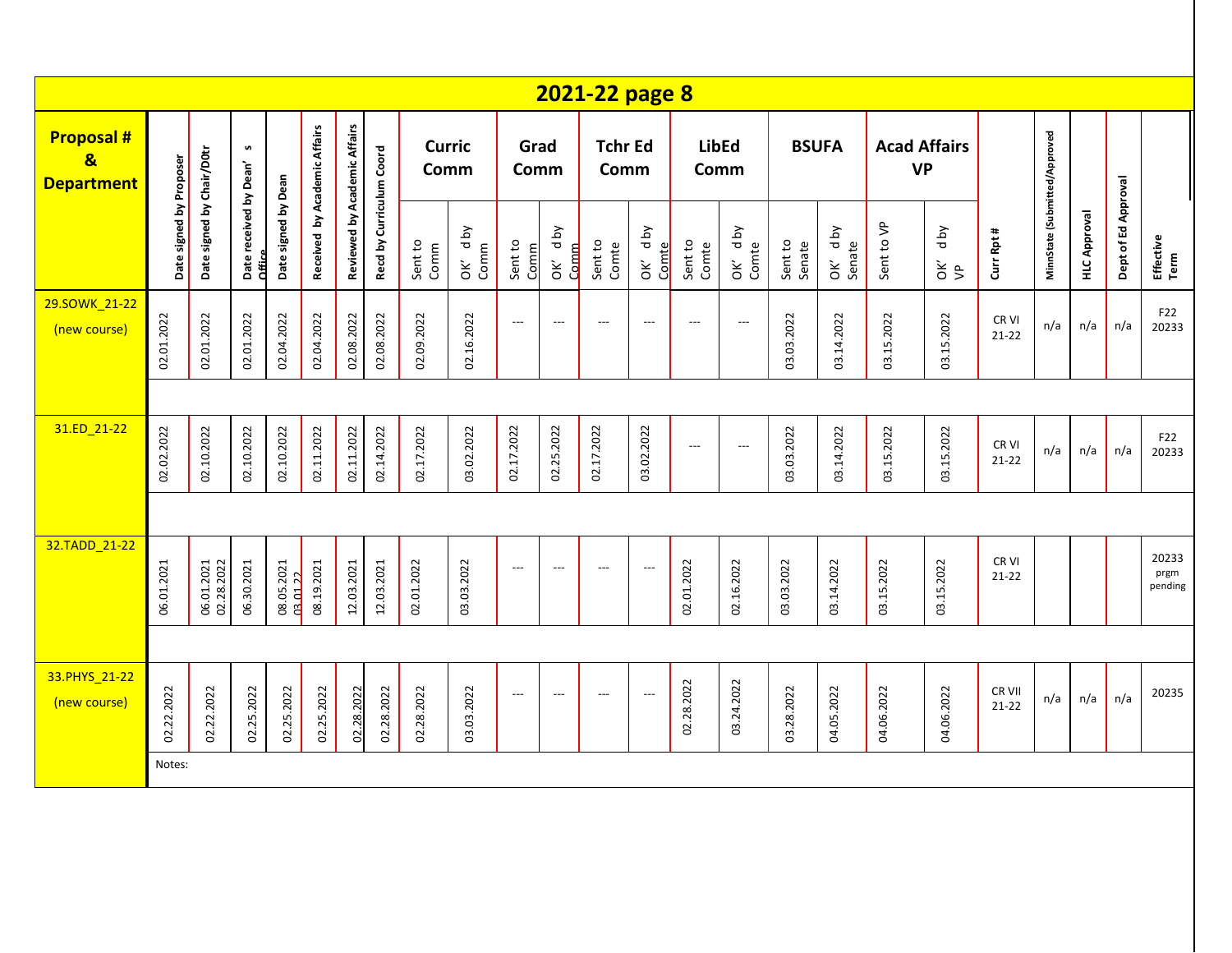# 2021-22 page 8

| Proposal # & Department | Date signed by Proposer | Date signed by Chair/D0tr | Date received by Dean's Office | Date signed by Dean | Received by Academic Affairs | Reviewed by Academic Affairs | Recd by Curriculum Coord | Curric Comm | | Grad Comm | | Tchr Ed Comm | | LibEd Comm | | BSUFA | | Acad Affairs VP | | Curr Rpt # | MinnState (Submitted/Approved | HLC Approval | Dept of Ed Approval | Effective Term |
|---|---|---|---|---|---|---|---|---|---|---|---|---|---|---|---|---|---|---|---|---|---|---|---|---|
| | | | | | | | | Sent to Comm | OK' d by Comm | Sent to Comm | OK' d by Comm | Sent to Comte | OK' d by Comte | Sent to Comte | OK' d by Comte | Sent to Senate | OK' d by Senate | Sent to VP | OK' d by VP | | | | | |
| 29.SOWK_21-22 (new course) | 02.01.2022 | 02.01.2022 | 02.01.2022 | 02.04.2022 | 02.04.2022 | 02.08.2022 | 02.08.2022 | 02.09.2022 | 02.16.2022 | --- | --- | --- | --- | --- | --- | 03.03.2022 | 03.14.2022 | 03.15.2022 | 03.15.2022 | CR VI 21-22 | n/a | n/a | n/a | F22 20233 |
| 31.ED_21-22 | 02.02.2022 | 02.10.2022 | 02.10.2022 | 02.10.2022 | 02.11.2022 | 02.11.2022 | 02.14.2022 | 02.17.2022 | 03.02.2022 | 02.17.2022 | 02.25.2022 | 02.17.2022 | 03.02.2022 | --- | --- | 03.03.2022 | 03.14.2022 | 03.15.2022 | 03.15.2022 | CR VI 21-22 | n/a | n/a | n/a | F22 20233 |
| 32.TADD_21-22 | 06.01.2021 | 06.01.2021 02.28.2022 | 06.30.2021 | 08.05.2021 03.01.22 | 08.19.2021 | 12.03.2021 | 12.03.2021 | 02.01.2022 | 03.03.2022 | --- | --- | --- | --- | 02.01.2022 | 02.16.2022 | 03.03.2022 | 03.14.2022 | 03.15.2022 | 03.15.2022 | CR VI 21-22 | | | | 20233 prgm pending |
| 33.PHYS_21-22 (new course) | 02.22.2022 | 02.22.2022 | 02.25.2022 | 02.25.2022 | 02.25.2022 | 02.28.2022 | 02.28.2022 | 02.28.2022 | 03.03.2022 | --- | --- | --- | --- | 02.28.2022 | 03.24.2022 | 03.28.2022 | 04.05.2022 | 04.06.2022 | 04.06.2022 | CR VII 21-22 | n/a | n/a | n/a | 20235 |

Notes: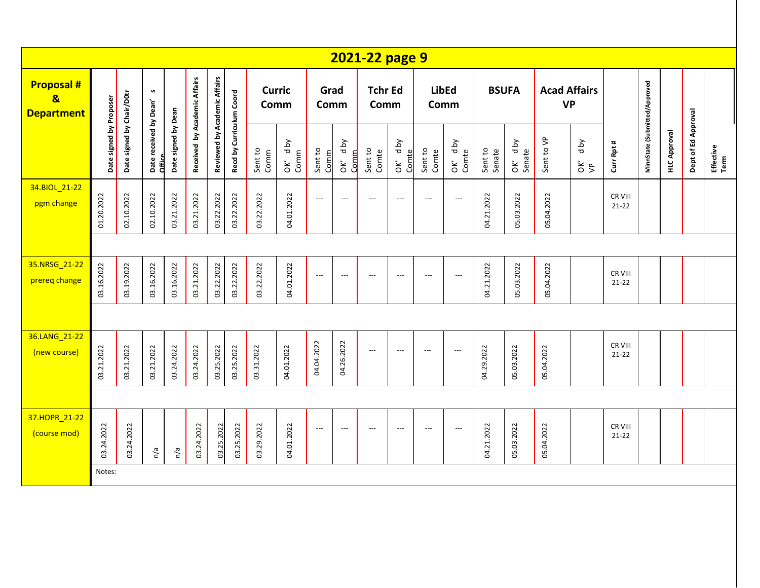## 2021-22 page 9

| Proposal # & Department | Date signed by Proposer | Date signed by Chair/D0tr | Date received by Dean's Office | Date signed by Dean | Received by Academic Affairs | Reviewed by Academic Affairs | Recd by Curriculum Coord | Curric Comm | | Grad Comm | | Tchr Ed Comm | | LibEd Comm | | BSUFA | | Acad Affairs VP | | Curr Rpt # | MinnState (Submitted/Approved | HLC Approval | Dept of Ed Approval | Effective Term |
|---|---|---|---|---|---|---|---|---|---|---|---|---|---|---|---|---|---|---|---|---|---|---|---|---|
| | | | | | | | | Sent to Comm | OK'd by Comm | Sent to Comm | OK'd by Comm | Sent to Comte | OK'd by Comte | Sent to Comte | OK'd by Comte | Sent to Senate | OK'd by Senate | Sent to VP | OK'd by VP | | | | | |
| 34.BIOL_21-22 pgm change | 01.20.2022 | 02.10.2022 | 02.10.2022 | 03.21.2022 | 03.21.2022 | 03.22.2022 | 03.22.2022 | 03.22.2022 | 04.01.2022 | --- | --- | --- | --- | --- | --- | 04.21.2022 | 05.03.2022 | 05.04.2022 | | CR VIII 21-22 | | | | |
| 35.NRSG_21-22 prereq change | 03.16.2022 | 03.19.2022 | 03.16.2022 | 03.16.2022 | 03.21.2022 | 03.22.2022 | 03.22.2022 | 03.22.2022 | 04.01.2022 | --- | --- | --- | --- | --- | --- | 04.21.2022 | 05.03.2022 | 05.04.2022 | | CR VIII 21-22 | | | | |
| 36.LANG_21-22 (new course) | 03.21.2022 | 03.21.2022 | 03.21.2022 | 03.24.2022 | 03.24.2022 | 03.25.2022 | 03.25.2022 | 03.31.2022 | 04.01.2022 | 04.04.2022 | 04.26.2022 | --- | --- | --- | --- | 04.29.2022 | 05.03.2022 | 05.04.2022 | | CR VIII 21-22 | | | | |
| 37.HOPR_21-22 (course mod) | 03.24.2022 | 03.24.2022 | n/a | n/a | 03.24.2022 | 03.25.2022 | 03.25.2022 | 03.29.2022 | 04.01.2022 | --- | --- | --- | --- | --- | --- | 04.21.2022 | 05.03.2022 | 05.04.2022 | | CR VIII 21-22 | | | | |

Notes: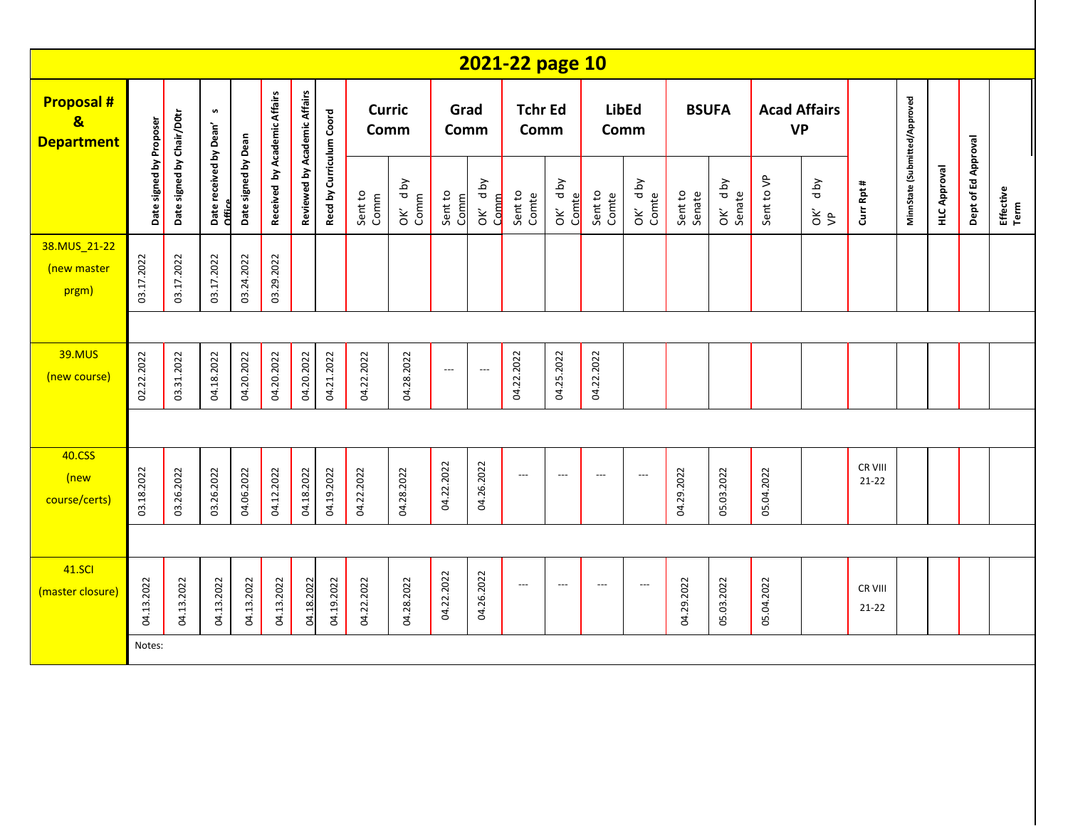# 2021-22 page 10

| Proposal # & Department | Date signed by Proposer | Date signed by Chair/D0tr | Date received by Dean's Office | Date signed by Dean | Received by Academic Affairs | Reviewed by Academic Affairs | Recd by Curriculum Coord | Curric Comm | | Grad Comm | | Tchr Ed Comm | | LibEd Comm | | BSUFA | | Acad Affairs VP | | Curr Rpt # | MinnState (Submitted/Approved | HLC Approval | Dept of Ed Approval | Effective Term |
|---|---|---|---|---|---|---|---|---|---|---|---|---|---|---|---|---|---|---|---|---|---|---|---|---|
| | | | | | | | | Sent to Comm | OK'd by Comm | Sent to Comm | OK'd by Comm | Sent to Comte | OK'd by Comte | Sent to Comte | OK'd by Comte | Sent to Senate | OK'd by Senate | Sent to VP | OK'd by VP | | | | | |
| 38.MUS_21-22 (new master prgm) | 03.17.2022 | 03.17.2022 | 03.17.2022 | 03.24.2022 | 03.29.2022 | | | | | | | | | | | | | | | | | | | |
| 39.MUS (new course) | 02.22.2022 | 03.31.2022 | 04.18.2022 | 04.20.2022 | 04.20.2022 | 04.20.2022 | 04.21.2022 | 04.22.2022 | 04.28.2022 | --- | --- | 04.22.2022 | 04.25.2022 | 04.22.2022 | | | | | | | | | | |
| 40.CSS (new course/certs) | 03.18.2022 | 03.26.2022 | 03.26.2022 | 04.06.2022 | 04.12.2022 | 04.18.2022 | 04.19.2022 | 04.22.2022 | 04.28.2022 | 04.22.2022 | 04.26.2022 | --- | --- | --- | --- | 04.29.2022 | 05.03.2022 | 05.04.2022 | | CR VIII 21-22 | | | | |
| 41.SCI (master closure) | 04.13.2022 | 04.13.2022 | 04.13.2022 | 04.13.2022 | 04.13.2022 | 04.18.2022 | 04.19.2022 | 04.22.2022 | 04.28.2022 | 04.22.2022 | 04.26.2022 | --- | --- | --- | --- | 04.29.2022 | 05.03.2022 | 05.04.2022 | | CR VIII 21-22 | | | | |

Notes: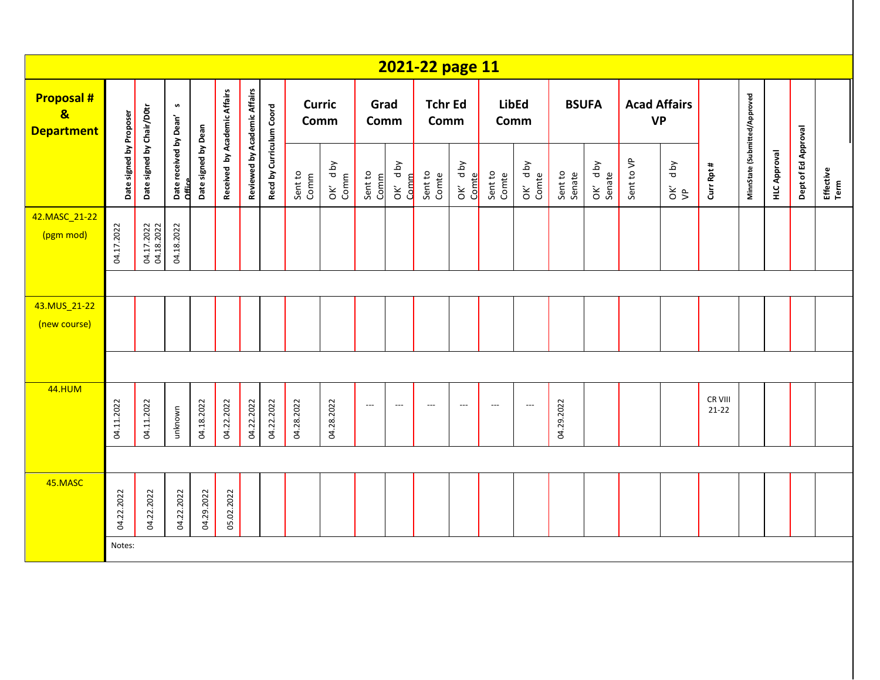# 2021-22 page 11

| Proposal # & Department | Date signed by Proposer | Date signed by Chair/D0tr | Date received by Dean's Office | Date signed by Dean | Received by Academic Affairs | Reviewed by Academic Affairs | Recd by Curriculum Coord | Curric Comm | | Grad Comm | | Tchr Ed Comm | | LibEd Comm | | BSUFA | | Acad Affairs VP | | Curr Rpt # | MinnState (Submitted/Approved | HLC Approval | Dept of Ed Approval | Effective Term |
|---|---|---|---|---|---|---|---|---|---|---|---|---|---|---|---|---|---|---|---|---|---|---|---|---|
| | | | | | | | | Sent to Comm | OK'd by Comm | Sent to Comm | OK'd by Comm | Sent to Comte | OK'd by Comte | Sent to Comte | OK'd by Comte | Sent to Senate | OK'd by Senate | Sent to VP | OK'd by VP | | | | | |
| 42.MASC_21-22 (pgm mod) | 04.17.2022 | 04.17.2022 04.18.2022 | 04.18.2022 | | | | | | | | | | | | | | | | | | | | | |
| 43.MUS_21-22 (new course) | | | | | | | | | | | | | | | | | | | | | | | | |
| 44.HUM | 04.11.2022 | 04.11.2022 | unknown | 04.18.2022 | 04.22.2022 | 04.22.2022 | 04.22.2022 | 04.28.2022 | 04.28.2022 | --- | --- | --- | --- | --- | --- | 04.29.2022 | | | | CR VIII 21-22 | | | | |
| 45.MASC | 04.22.2022 | 04.22.2022 | 04.22.2022 | 04.29.2022 | 05.02.2022 | | | | | | | | | | | | | | | | | | | |
| | Notes: | | | | | | | | | | | | | | | | | | | | | | | |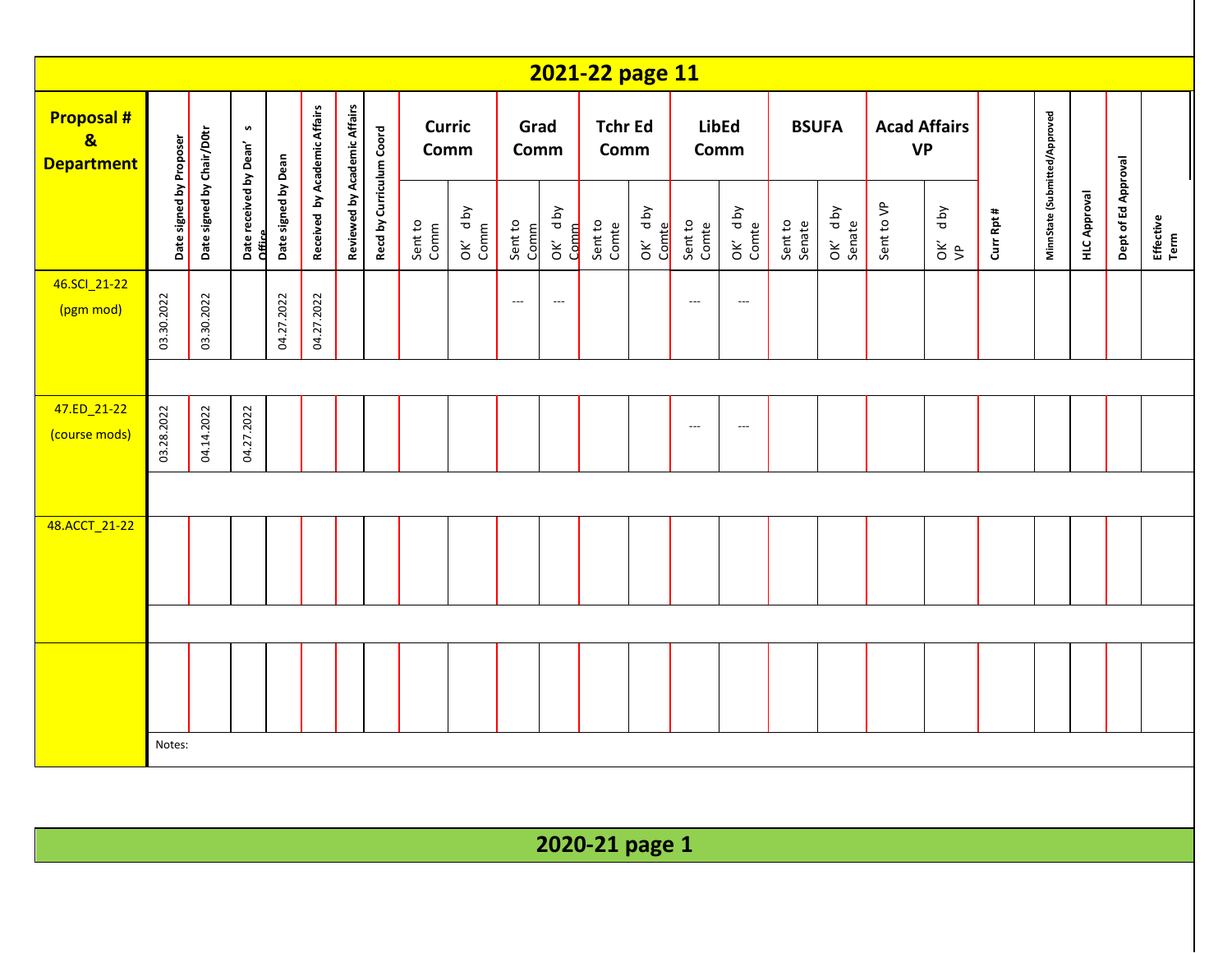# 2021-22 page 11

| Proposal # & Department | Date signed by Proposer | Date signed by Chair/D0tr | Date received by Dean's Office | Date signed by Dean | Received by Academic Affairs | Reviewed by Academic Affairs | Recd by Curriculum Coord | Curric Comm | | Grad Comm | | Tchr Ed Comm | | LibEd Comm | | BSUFA | | Acad Affairs VP | | Curr Rpt # | MinnState (Submitted/Approved | HLC Approval | Dept of Ed Approval | Effective Term |
|---|---|---|---|---|---|---|---|---|---|---|---|---|---|---|---|---|---|---|---|---|---|---|---|---|
| | | | | | | | | Sent to Comm | OK'd by Comm | Sent to Comm | OK'd by Comm | Sent to Comte | OK'd by Comte | Sent to Comte | OK'd by Comte | Sent to Senate | OK'd by Senate | Sent to VP | OK'd by VP | | | | | |
| 46.SCI_21-22 (pgm mod) | 03.30.2022 | 03.30.2022 | | 04.27.2022 | 04.27.2022 | | | | | --- | --- | | | --- | --- | | | | | | | | | |
| 47.ED_21-22 (course mods) | 03.28.2022 | 04.14.2022 | 04.27.2022 | | | | | | | | | | | --- | --- | | | | | | | | | |
| 48.ACCT_21-22 | | | | | | | | | | | | | | | | | | | | | | | | |
| | | | | | | | | | | | | | | | | | | | | | | | | |

Notes:

# 2020-21 page 1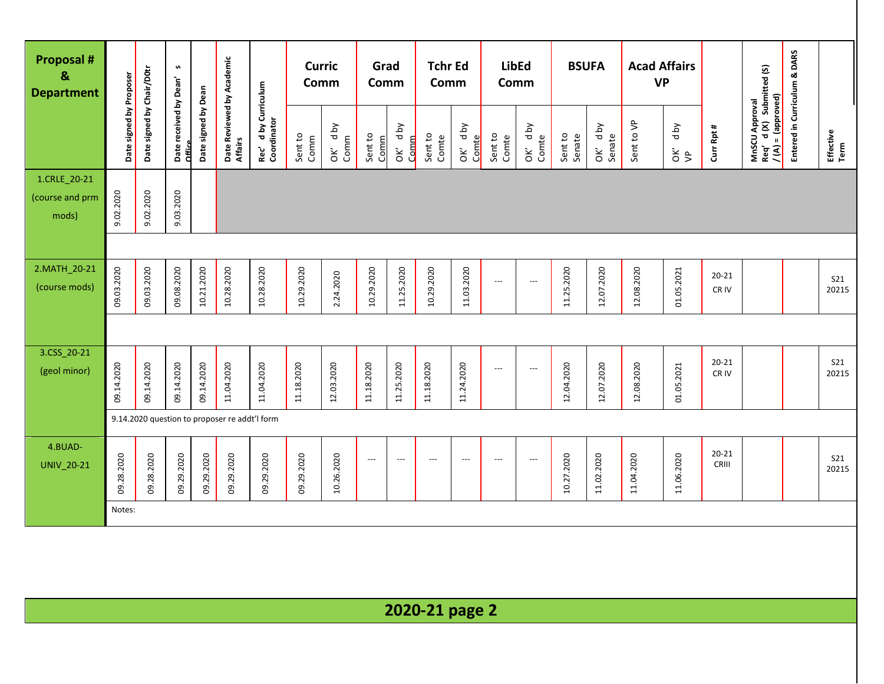| Proposal # & Department | Date signed by Proposer | Date signed by Chair/D0tr | Date received by Dean' s Office | Date signed by Dean | Date Reviewed by Academic Affairs | Rec' d by Curriculum Coordinator | Curric Comm | | Grad Comm | | Tchr Ed Comm | | LibEd Comm | | BSUFA | | Acad Affairs VP | | Curr Rpt # | MnSCU Approval Req' d (X) Submitted (S) / (A) = (approved) | Entered in Curriculum & DARS | Effective Term |
|---|---|---|---|---|---|---|---|---|---|---|---|---|---|---|---|---|---|---|---|---|---|---|
| | | | | | | | Sent to Comm | OK' d by Comm | Sent to Comm | OK' d by Comm | Sent to Comte | OK' d by Comte | Sent to Comte | OK' d by Comte | Sent to Senate | OK' d by Senate | Sent to VP | OK' d by VP | | | | |
| 1.CRLE_20-21 (course and prm mods) | 9.02.2020 | 9.02.2020 | 9.03.2020 | | | | | | | | | | | | | | | | | | | |
| 2.MATH_20-21 (course mods) | 09.03.2020 | 09.03.2020 | 09.08.2020 | 10.21.2020 | 10.28.2020 | 10.28.2020 | 10.29.2020 | 2.24.2020 | 10.29.2020 | 11.25.2020 | 10.29.2020 | 11.03.2020 | --- | --- | 11.25.2020 | 12.07.2020 | 12.08.2020 | 01.05.2021 | 20-21 CR IV | | | S21 20215 |
| 3.CSS_20-21 (geol minor) | 09.14.2020 | 09.14.2020 | 09.14.2020 | 09.14.2020 | 11.04.2020 | 11.04.2020 | 11.18.2020 | 12.03.2020 | 11.18.2020 | 11.25.2020 | 11.18.2020 | 11.24.2020 | --- | --- | 12.04.2020 | 12.07.2020 | 12.08.2020 | 01.05.2021 | 20-21 CR IV | | | S21 20215 |
| | 9.14.2020 question to proposer re addt'l form | | | | | | | | | | | | | | | | | | | | | |
| 4.BUAD-UNIV_20-21 | 09.28.2020 | 09.28.2020 | 09.29.2020 | 09.29.2020 | 09.29.2020 | 09.29.2020 | 09.29.2020 | 10.26.2020 | --- | --- | --- | --- | --- | --- | 10.27.2020 | 11.02.2020 | 11.04.2020 | 11.06.2020 | 20-21 CRIII | | | S21 20215 |
| | Notes: | | | | | | | | | | | | | | | | | | | | | |

## 2020-21 page 2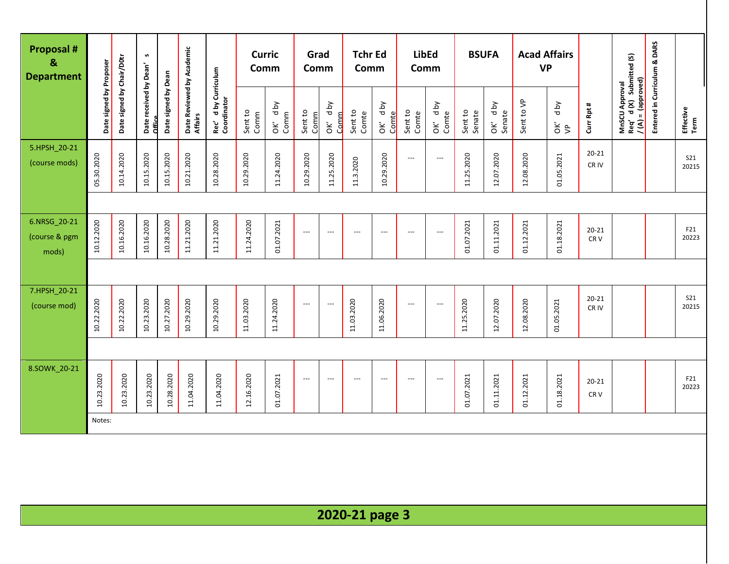| Proposal # & Department | Date signed by Proposer | Date signed by Chair/D0tr | Date received by Dean's Office | Date signed by Dean | Date Reviewed by Academic Affairs | Rec'd by Curriculum Coordinator | Curric Comm | | Grad Comm | | Tchr Ed Comm | | LibEd Comm | | BSUFA | | Acad Affairs VP | | Curr Rpt # | MnSCU Approval Req'd (X) Submitted (S) / (A) = (approved) | Entered in Curriculum & DARS | Effective Term |
|---|---|---|---|---|---|---|---|---|---|---|---|---|---|---|---|---|---|---|---|---|---|---|
| | | | | | | | Sent to Comm | OK'd by Comm | Sent to Comm | OK'd by Comm | Sent to Comte | OK'd by Comte | Sent to Comte | OK'd by Comte | Sent to Senate | OK'd by Senate | Sent to VP | OK'd by VP | | | | |
| 5.HPSH_20-21 (course mods) | 05.30.2020 | 10.14.2020 | 10.15.2020 | 10.15.2020 | 10.21.2020 | 10.28.2020 | 10.29.2020 | 11.24.2020 | 10.29.2020 | 11.25.2020 | 11.3.2020 | 10.29.2020 | --- | --- | 11.25.2020 | 12.07.2020 | 12.08.2020 | 01.05.2021 | 20-21 CR IV | | | S21 20215 |
| 6.NRSG_20-21 (course & pgm mods) | 10.12.2020 | 10.16.2020 | 10.16.2020 | 10.28.2020 | 11.21.2020 | 11.21.2020 | 11.24.2020 | 01.07.2021 | --- | --- | --- | --- | --- | --- | 01.07.2021 | 01.11.2021 | 01.12.2021 | 01.18.2021 | 20-21 CR V | | | F21 20223 |
| 7.HPSH_20-21 (course mod) | 10.22.2020 | 10.22.2020 | 10.23.2020 | 10.27.2020 | 10.29.2020 | 10.29.2020 | 11.03.2020 | 11.24.2020 | --- | --- | 11.03.2020 | 11.06.2020 | --- | --- | 11.25.2020 | 12.07.2020 | 12.08.2020 | 01.05.2021 | 20-21 CR IV | | | S21 20215 |
| 8.SOWK_20-21 | 10.23.2020 | 10.23.2020 | 10.23.2020 | 10.28.2020 | 11.04.2020 | 11.04.2020 | 12.16.2020 | 01.07.2021 | --- | --- | --- | --- | --- | --- | 01.07.2021 | 01.11.2021 | 01.12.2021 | 01.18.2021 | 20-21 CR V | | | F21 20223 |

Notes:

**2020-21 page 3**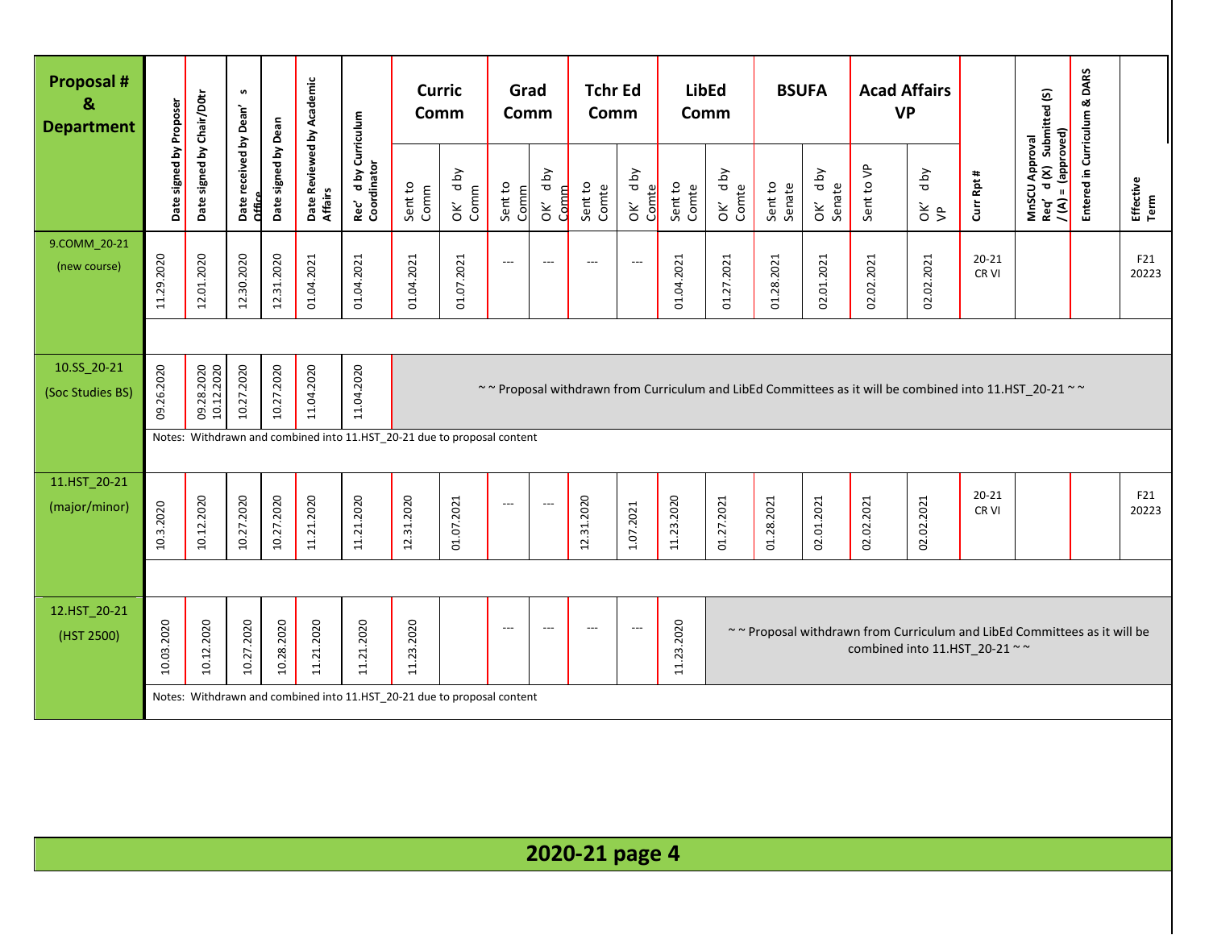| Proposal # & Department | Date signed by Proposer | Date signed by Chair/D0tr | Date received by Dean's Office | Date signed by Dean | Date Reviewed by Academic Affairs | Rec'd by Curriculum Coordinator | Curric Comm | | Grad Comm | | Tchr Ed Comm | | LibEd Comm | | BSUFA | | Acad Affairs VP | | Curr Rpt # | MnSCU Approval Req'd (X) Submitted (S) / (A) = (approved) | Entered in Curriculum & DARS | Effective Term |
|---|---|---|---|---|---|---|---|---|---|---|---|---|---|---|---|---|---|---|---|---|---|---|
| | | | | | | | Sent to Comm | OK'd by Comm | Sent to Comm | OK'd by Comm | Sent to Comte | OK'd by Comte | Sent to Comte | OK'd by Comte | Sent to Senate | OK'd by Senate | Sent to VP | OK'd by VP | | | | |
| 9.COMM_20-21 (new course) | 11.29.2020 | 12.01.2020 | 12.30.2020 | 12.31.2020 | 01.04.2021 | 01.04.2021 | 01.04.2021 | 01.07.2021 | --- | --- | --- | --- | 01.04.2021 | 01.27.2021 | 01.28.2021 | 02.01.2021 | 02.02.2021 | 02.02.2021 | 20-21 CR VI | | | F21 20223 |
| 10.SS_20-21 (Soc Studies BS) | 09.26.2020 | 09.28.2020 10.12.2020 | 10.27.2020 | 10.27.2020 | 11.04.2020 | 11.04.2020 | ~ ~ Proposal withdrawn from Curriculum and LibEd Committees as it will be combined into 11.HST_20-21 ~ ~ | | | | | | | | | | | | | | | |
| | Notes: Withdrawn and combined into 11.HST_20-21 due to proposal content | | | | | | | | | | | | | | | | | | | | | |
| 11.HST_20-21 (major/minor) | 10.3.2020 | 10.12.2020 | 10.27.2020 | 10.27.2020 | 11.21.2020 | 11.21.2020 | 12.31.2020 | 01.07.2021 | --- | --- | 12.31.2020 | 1.07.2021 | 11.23.2020 | 01.27.2021 | 01.28.2021 | 02.01.2021 | 02.02.2021 | 02.02.2021 | 20-21 CR VI | | | F21 20223 |
| 12.HST_20-21 (HST 2500) | 10.03.2020 | 10.12.2020 | 10.27.2020 | 10.28.2020 | 11.21.2020 | 11.21.2020 | 11.23.2020 | | --- | --- | --- | --- | 11.23.2020 | ~ ~ Proposal withdrawn from Curriculum and LibEd Committees as it will be combined into 11.HST_20-21 ~ ~ | | | | | | | | |
| | Notes: Withdrawn and combined into 11.HST_20-21 due to proposal content | | | | | | | | | | | | | | | | | | | | | |

## 2020-21 page 4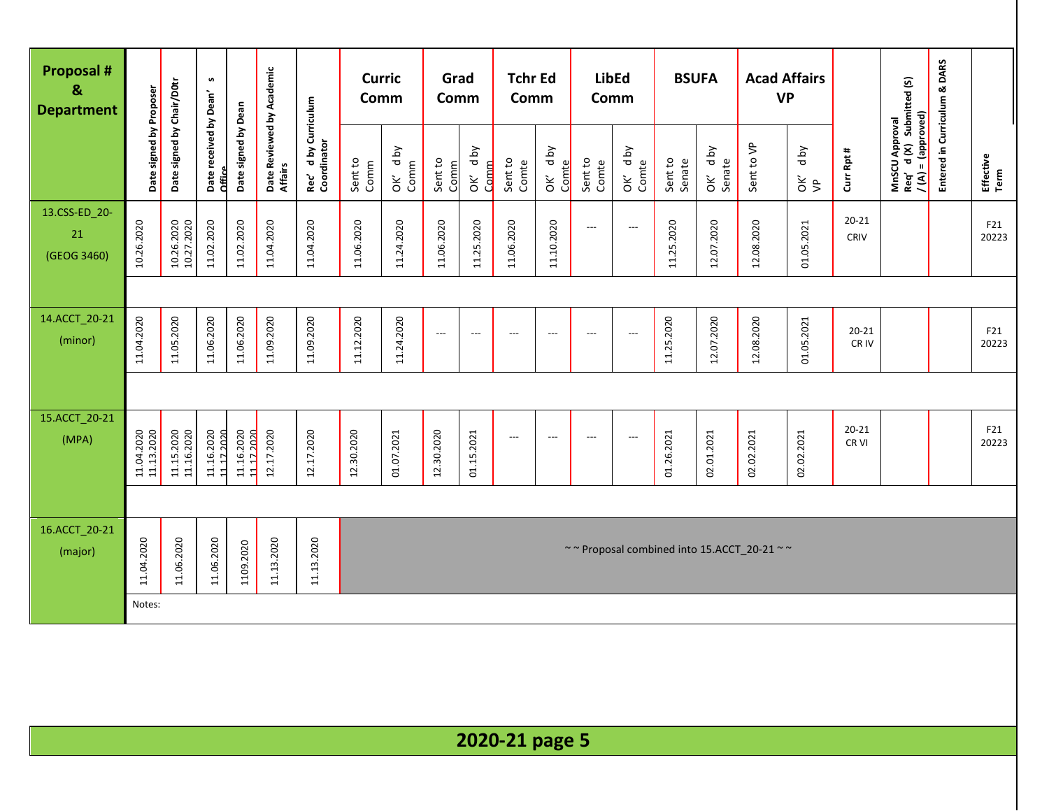| Proposal # & Department | Date signed by Proposer | Date signed by Chair/D0tr | Date received by Dean's Office | Date signed by Dean | Date Reviewed by Academic Affairs | Rec'd by Curriculum Coordinator | Curric Comm | | Grad Comm | | Tchr Ed Comm | | LibEd Comm | | BSUFA | | Acad Affairs VP | | Curr Rpt # | MnSCU Approval Req'd (X) Submitted (S) / (A) = (approved) | Entered in Curriculum & DARS | Effective Term |
|---|---|---|---|---|---|---|---|---|---|---|---|---|---|---|---|---|---|---|---|---|---|---|
| | | | | | | | Sent to Comm | OK'd by Comm | Sent to Comm | OK'd by Comm | Sent to Comte | OK'd by Comte | Sent to Comte | OK'd by Comte | Sent to Senate | OK'd by Senate | Sent to VP | OK'd by VP | | | | |
| 13.CSS-ED_20-21 (GEOG 3460) | 10.26.2020 | 10.26.2020 10.27.2020 | 11.02.2020 | 11.02.2020 | 11.04.2020 | 11.04.2020 | 11.06.2020 | 11.24.2020 | 11.06.2020 | 11.25.2020 | 11.06.2020 | 11.10.2020 | --- | --- | 11.25.2020 | 12.07.2020 | 12.08.2020 | 01.05.2021 | 20-21 CRIV | | | F21 20223 |
| 14.ACCT_20-21 (minor) | 11.04.2020 | 11.05.2020 | 11.06.2020 | 11.06.2020 | 11.09.2020 | 11.09.2020 | 11.12.2020 | 11.24.2020 | --- | --- | --- | --- | --- | --- | 11.25.2020 | 12.07.2020 | 12.08.2020 | 01.05.2021 | 20-21 CR IV | | | F21 20223 |
| 15.ACCT_20-21 (MPA) | 11.04.2020 11.13.2020 | 11.15.2020 11.16.2020 | 11.16.2020 11.17.2020 | 11.16.2020 11.17.2020 | 12.17.2020 | 12.17.2020 | 12.30.2020 | 01.07.2021 | 12.30.2020 | 01.15.2021 | --- | --- | --- | --- | 01.26.2021 | 02.01.2021 | 02.02.2021 | 02.02.2021 | 20-21 CR VI | | | F21 20223 |
| 16.ACCT_20-21 (major) | 11.04.2020 | 11.06.2020 | 11.06.2020 | 1109.2020 | 11.13.2020 | 11.13.2020 | ~ ~ Proposal combined into 15.ACCT_20-21 ~ ~ | | | | | | | | | | | | | | | |

Notes:

**2020-21 page 5**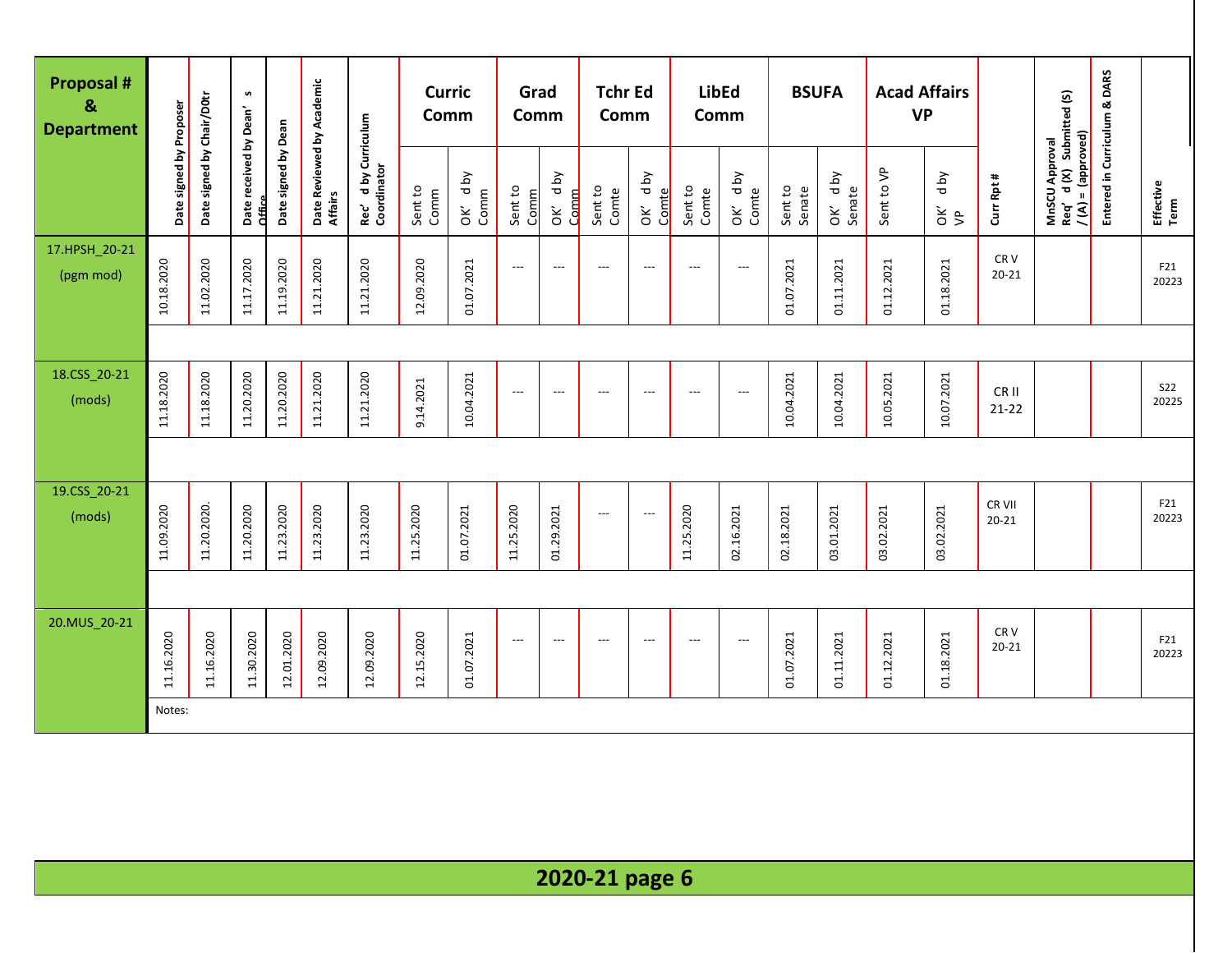| Proposal # & Department | Date signed by Proposer | Date signed by Chair/D0tr | Date received by Dean's Office | Date signed by Dean | Date Reviewed by Academic Affairs | Rec'd by Curriculum Coordinator | Curric Comm | | Grad Comm | | Tchr Ed Comm | | LibEd Comm | | BSUFA | | Acad Affairs VP | | Curr Rpt # | MnSCU Approval Req'd (X) Submitted (S) / (A) = (approved) | Entered in Curriculum & DARS | Effective Term |
|---|---|---|---|---|---|---|---|---|---|---|---|---|---|---|---|---|---|---|---|---|---|---|
| | | | | | | | Sent to Comm | OK'd by Comm | Sent to Comm | OK'd by Comm | Sent to Comte | OK'd by Comte | Sent to Comte | OK'd by Comte | Sent to Senate | OK'd by Senate | Sent to VP | OK'd by VP | | | | |
| 17.HPSH_20-21 (pgm mod) | 10.18.2020 | 11.02.2020 | 11.17.2020 | 11.19.2020 | 11.21.2020 | 11.21.2020 | 12.09.2020 | 01.07.2021 | --- | --- | --- | --- | --- | --- | 01.07.2021 | 01.11.2021 | 01.12.2021 | 01.18.2021 | CR V 20-21 | | | F21 20223 |
| 18.CSS_20-21 (mods) | 11.18.2020 | 11.18.2020 | 11.20.2020 | 11.20.2020 | 11.21.2020 | 11.21.2020 | 9.14.2021 | 10.04.2021 | --- | --- | --- | --- | --- | --- | 10.04.2021 | 10.04.2021 | 10.05.2021 | 10.07.2021 | CR II 21-22 | | | S22 20225 |
| 19.CSS_20-21 (mods) | 11.09.2020 | 11.20.2020. | 11.20.2020 | 11.23.2020 | 11.23.2020 | 11.23.2020 | 11.25.2020 | 01.07.2021 | 11.25.2020 | 01.29.2021 | --- | --- | 11.25.2020 | 02.16.2021 | 02.18.2021 | 03.01.2021 | 03.02.2021 | 03.02.2021 | CR VII 20-21 | | | F21 20223 |
| 20.MUS_20-21 | 11.16.2020 | 11.16.2020 | 11.30.2020 | 12.01.2020 | 12.09.2020 | 12.09.2020 | 12.15.2020 | 01.07.2021 | --- | --- | --- | --- | --- | --- | 01.07.2021 | 01.11.2021 | 01.12.2021 | 01.18.2021 | CR V 20-21 | | | F21 20223 |

Notes:

**2020-21 page 6**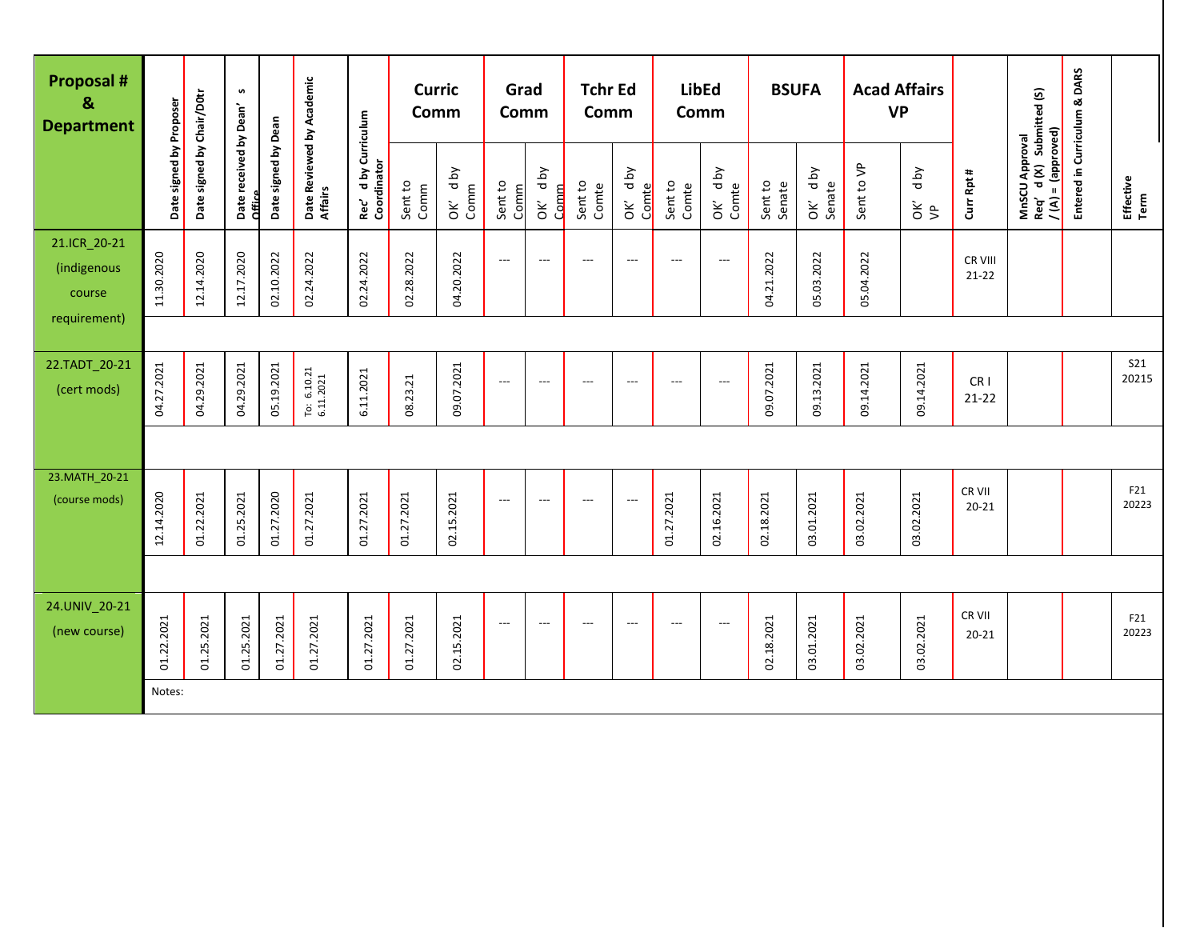| Proposal # & Department | Date signed by Proposer | Date signed by Chair/D0tr | Date received by Dean's Office | Date signed by Dean | Date Reviewed by Academic Affairs | Rec'd by Curriculum Coordinator | Curric Comm | | Grad Comm | | Tchr Ed Comm | | LibEd Comm | | BSUFA | | Acad Affairs VP | | Curr Rpt # | MnSCU Approval Req'd (X) Submitted (S) / (A) = (approved) | Entered in Curriculum & DARS | Effective Term |
|---|---|---|---|---|---|---|---|---|---|---|---|---|---|---|---|---|---|---|---|---|---|---|
| | | | | | | | Sent to Comm | OK'd by Comm | Sent to Comm | OK'd by Comm | Sent to Comte | OK'd by Comte | Sent to Comte | OK'd by Comte | Sent to Senate | OK'd by Senate | Sent to VP | OK'd by VP | | | | |
| 21.ICR_20-21 (indigenous course requirement) | 11.30.2020 | 12.14.2020 | 12.17.2020 | 02.10.2022 | 02.24.2022 | 02.24.2022 | 02.28.2022 | 04.20.2022 | --- | --- | --- | --- | --- | --- | 04.21.2022 | 05.03.2022 | 05.04.2022 | | CR VIII 21-22 | | | |
| 22.TADT_20-21 (cert mods) | 04.27.2021 | 04.29.2021 | 04.29.2021 | 05.19.2021 | To: 6.10.21 6.11.2021 | 6.11.2021 | 08.23.21 | 09.07.2021 | --- | --- | --- | --- | --- | --- | 09.07.2021 | 09.13.2021 | 09.14.2021 | 09.14.2021 | CR I 21-22 | | | S21 20215 |
| 23.MATH_20-21 (course mods) | 12.14.2020 | 01.22.2021 | 01.25.2021 | 01.27.2020 | 01.27.2021 | 01.27.2021 | 01.27.2021 | 02.15.2021 | --- | --- | --- | --- | 01.27.2021 | 02.16.2021 | 02.18.2021 | 03.01.2021 | 03.02.2021 | 03.02.2021 | CR VII 20-21 | | | F21 20223 |
| 24.UNIV_20-21 (new course) | 01.22.2021 | 01.25.2021 | 01.25.2021 | 01.27.2021 | 01.27.2021 | 01.27.2021 | 01.27.2021 | 02.15.2021 | --- | --- | --- | --- | --- | --- | 02.18.2021 | 03.01.2021 | 03.02.2021 | 03.02.2021 | CR VII 20-21 | | | F21 20223 |

Notes: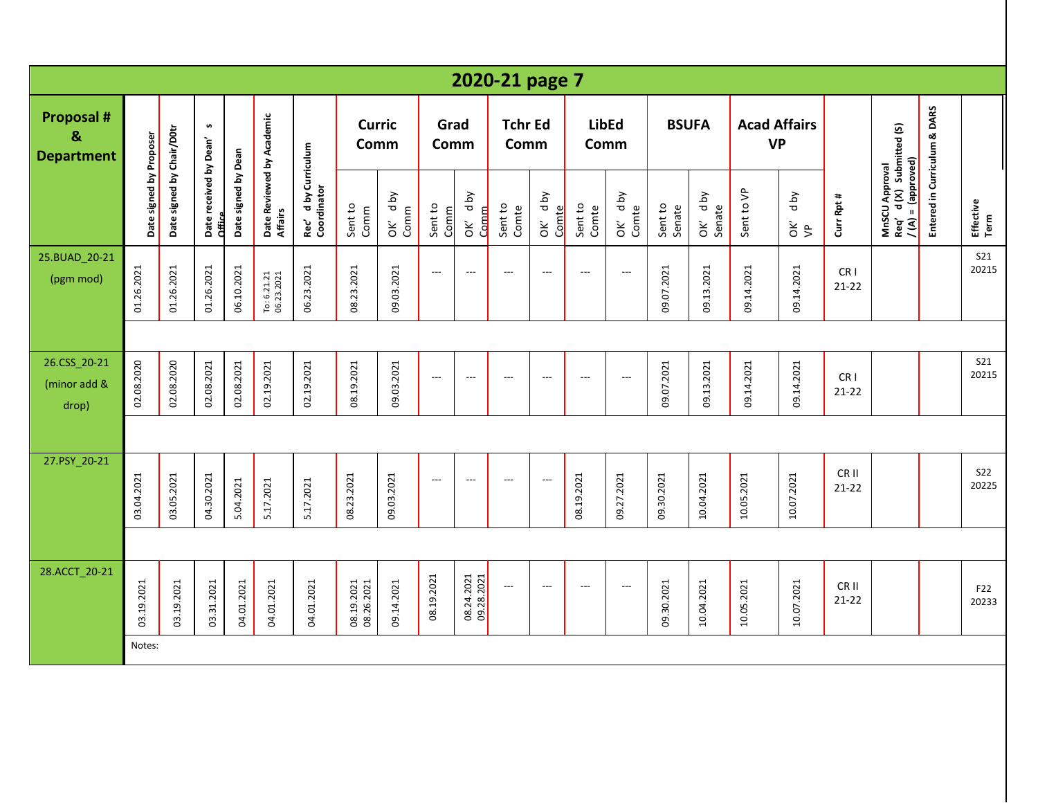## 2020-21 page 7

| Proposal # & Department | Date signed by Proposer | Date signed by Chair/D0tr | Date received by Dean's Office | Date signed by Dean | Date Reviewed by Academic Affairs | Rec'd by Curriculum Coordinator | Curric Comm | | Grad Comm | | Tchr Ed Comm | | LibEd Comm | | BSUFA | | Acad Affairs VP | | Curr Rpt # | MnSCU Approval Req'd (X) Submitted (S) / (A) = (approved) | Entered in Curriculum & DARS | Effective Term |
|---|---|---|---|---|---|---|---|---|---|---|---|---|---|---|---|---|---|---|---|---|---|---|
| | | | | | | | Sent to Comm | OK'd by Comm | Sent to Comm | OK'd by Comm | Sent to Comte | OK'd by Comte | Sent to Comte | OK'd by Comte | Sent to Senate | OK'd by Senate | Sent to VP | OK'd by VP | | | | |
| 25.BUAD_20-21 (pgm mod) | 01.26.2021 | 01.26.2021 | 01.26.2021 | 06.10.2021 | To: 6.21.21 06.23.2021 | 06.23.2021 | 08.23.2021 | 09.03.2021 | --- | --- | --- | --- | --- | --- | 09.07.2021 | 09.13.2021 | 09.14.2021 | 09.14.2021 | CR I 21-22 | | | S21 20215 |
| 26.CSS_20-21 (minor add & drop) | 02.08.2020 | 02.08.2020 | 02.08.2021 | 02.08.2021 | 02.19.2021 | 02.19.2021 | 08.19.2021 | 09.03.2021 | --- | --- | --- | --- | --- | --- | 09.07.2021 | 09.13.2021 | 09.14.2021 | 09.14.2021 | CR I 21-22 | | | S21 20215 |
| 27.PSY_20-21 | 03.04.2021 | 03.05.2021 | 04.30.2021 | 5.04.2021 | 5.17.2021 | 5.17.2021 | 08.23.2021 | 09.03.2021 | --- | --- | --- | --- | 08.19.2021 | 09.27.2021 | 09.30.2021 | 10.04.2021 | 10.05.2021 | 10.07.2021 | CR II 21-22 | | | S22 20225 |
| 28.ACCT_20-21 | 03.19.2021 | 03.19.2021 | 03.31.2021 | 04.01.2021 | 04.01.2021 | 04.01.2021 | 08.19.2021 08.26.2021 | 09.14.2021 | 08.19.2021 | 08.24.2021 09.28.2021 | --- | --- | --- | --- | 09.30.2021 | 10.04.2021 | 10.05.2021 | 10.07.2021 | CR II 21-22 | | | F22 20233 |

Notes: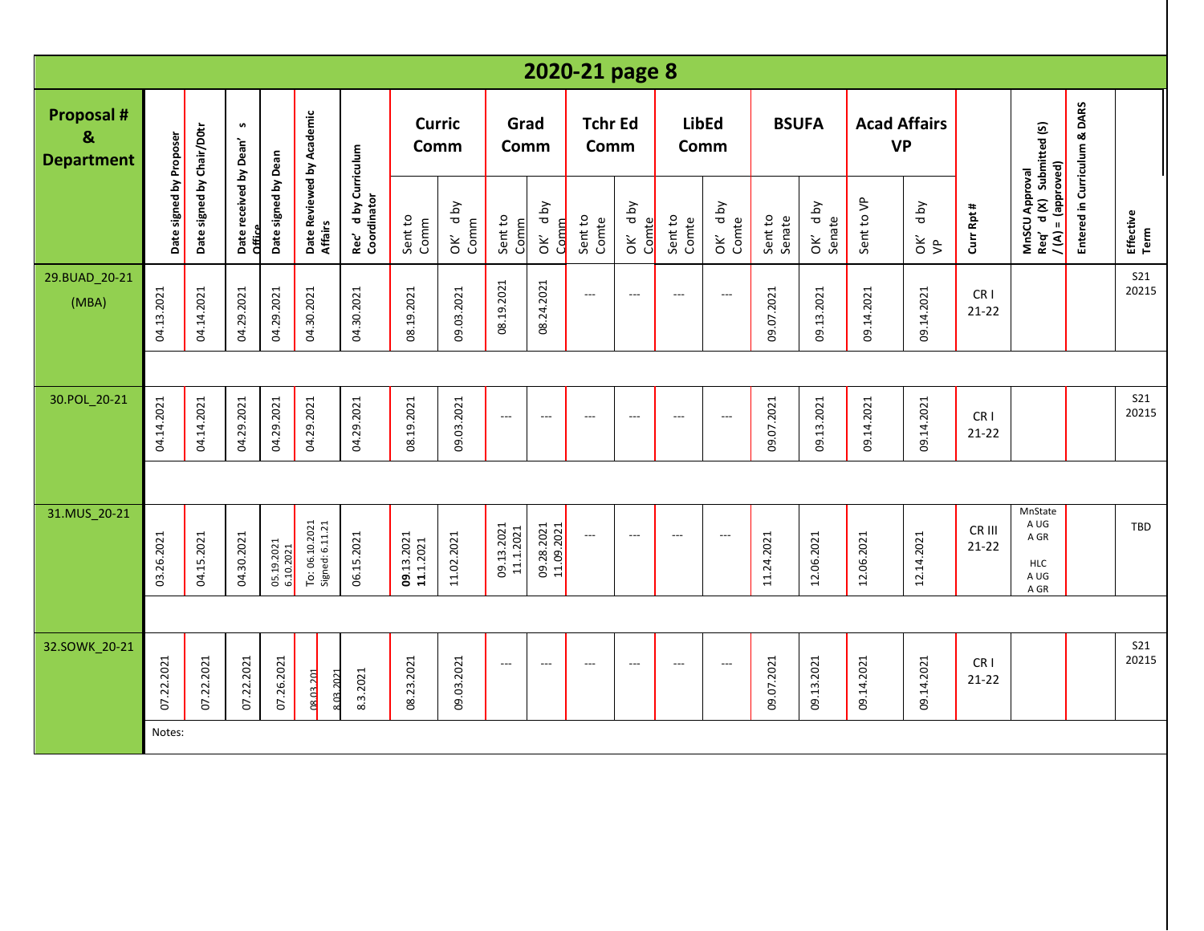# 2020-21 page 8

| Proposal # & Department | Date signed by Proposer | Date signed by Chair/D0tr | Date received by Dean's Office | Date signed by Dean | Date Reviewed by Academic Affairs | Rec'd by Curriculum Coordinator | Curric Comm | | Grad Comm | | Tchr Ed Comm | | LibEd Comm | | BSUFA | | Acad Affairs VP | | Curr Rpt # | MnSCU Approval Req'd (X) Submitted (S) / (A) = (approved) | Entered in Curriculum & DARS | Effective Term |
|---|---|---|---|---|---|---|---|---|---|---|---|---|---|---|---|---|---|---|---|---|---|---|
| | | | | | | | Sent to Comm | OK'd by Comm | Sent to Comm | OK'd by Comm | Sent to Comte | OK'd by Comte | Sent to Comte | OK'd by Comte | Sent to Senate | OK'd by Senate | Sent to VP | OK'd by VP | | | | |
| 29.BUAD_20-21 (MBA) | 04.13.2021 | 04.14.2021 | 04.29.2021 | 04.29.2021 | 04.30.2021 | 04.30.2021 | 08.19.2021 | 09.03.2021 | 08.19.2021 | 08.24.2021 | --- | --- | --- | --- | 09.07.2021 | 09.13.2021 | 09.14.2021 | 09.14.2021 | CR I 21-22 | | | S21 20215 |
| 30.POL_20-21 | 04.14.2021 | 04.14.2021 | 04.29.2021 | 04.29.2021 | 04.29.2021 | 04.29.2021 | 08.19.2021 | 09.03.2021 | --- | --- | --- | --- | --- | --- | 09.07.2021 | 09.13.2021 | 09.14.2021 | 09.14.2021 | CR I 21-22 | | | S21 20215 |
| 31.MUS_20-21 | 03.26.2021 | 04.15.2021 | 04.30.2021 | 05.19.2021 6.10.2021 | To: 06.10.2021 Signed: 6.11.21 | 06.15.2021 | **09**.13.2021 **11**.1.2021 | 11.02.2021 | 09.13.2021 11.1.2021 | 09.28.2021 11.09.2021 | --- | --- | --- | --- | 11.24.2021 | 12.06.2021 | 12.06.2021 | 12.14.2021 | CR III 21-22 | MnState A UG A GR HLC A UG A GR | | TBD |
| 32.SOWK_20-21 | 07.22.2021 | 07.22.2021 | 07.22.2021 | 07.26.2021 | 08.03.201 8.03.2021 | 8.3.2021 | 08.23.2021 | 09.03.2021 | --- | --- | --- | --- | --- | --- | 09.07.2021 | 09.13.2021 | 09.14.2021 | 09.14.2021 | CR I 21-22 | | | S21 20215 |

Notes: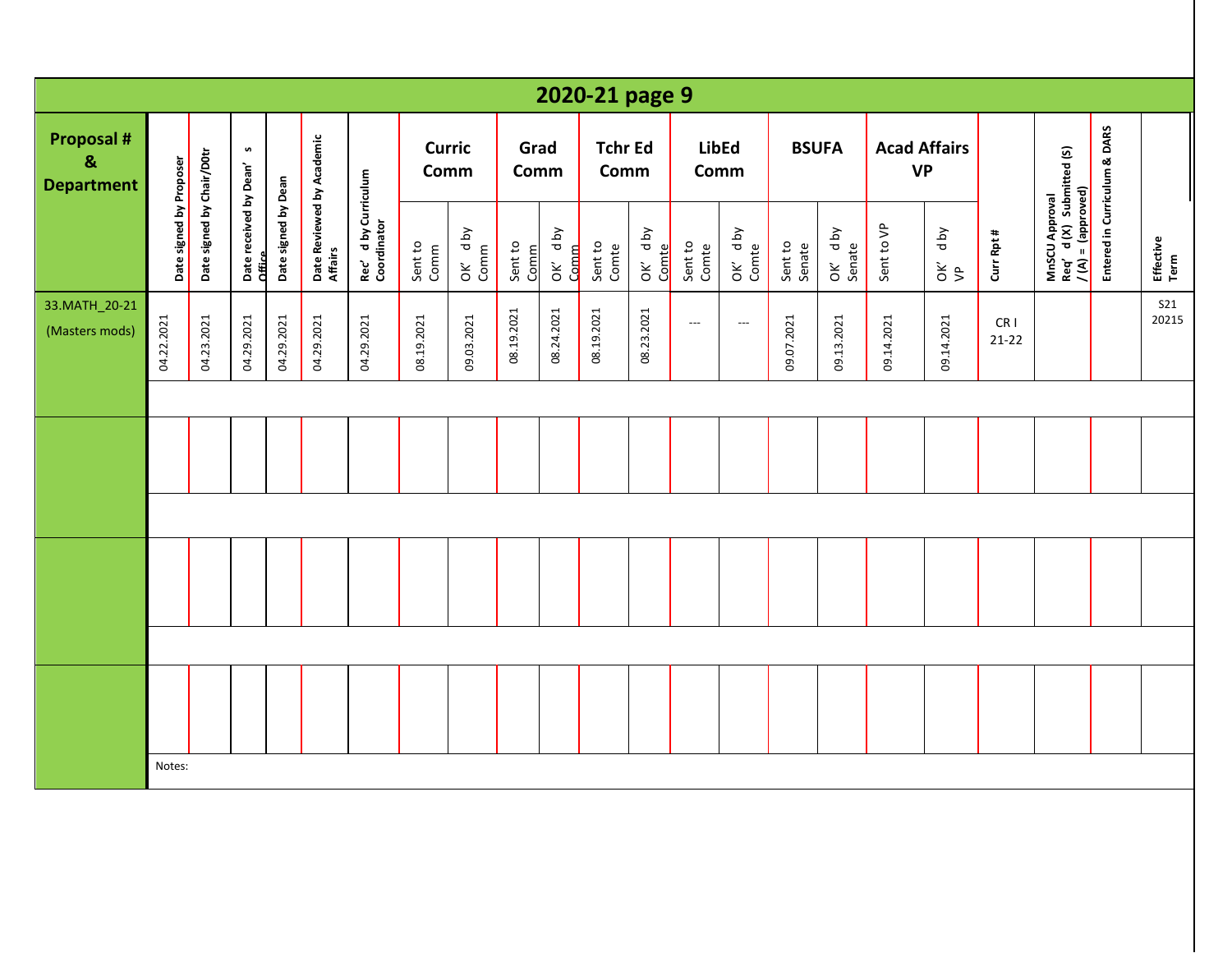# 2020-21 page 9

| Proposal # & Department | Date signed by Proposer | Date signed by Chair/D0tr | Date received by Dean's Office | Date signed by Dean | Date Reviewed by Academic Affairs | Rec'd by Curriculum Coordinator | Curric Comm | | Grad Comm | | Tchr Ed Comm | | LibEd Comm | | BSUFA | | Acad Affairs VP | | Curr Rpt # | MnSCU Approval Req'd (X) Submitted (S) / (A) = (approved) | Entered in Curriculum & DARS | Effective Term |
|---|---|---|---|---|---|---|---|---|---|---|---|---|---|---|---|---|---|---|---|---|---|---|
| | | | | | | | Sent to Comm | OK'd by Comm | Sent to Comm | OK'd by Comm | Sent to Comte | OK'd by Comte | Sent to Comte | OK'd by Comte | Sent to Senate | OK'd by Senate | Sent to VP | OK'd by VP | | | | |
| 33.MATH_20-21 (Masters mods) | 04.22.2021 | 04.23.2021 | 04.29.2021 | 04.29.2021 | 04.29.2021 | 04.29.2021 | 08.19.2021 | 09.03.2021 | 08.19.2021 | 08.24.2021 | 08.19.2021 | 08.23.2021 | --- | --- | 09.07.2021 | 09.13.2021 | 09.14.2021 | 09.14.2021 | CR I 21-22 | | | S21 20215 |
| | | | | | | | | | | | | | | | | | | | | | | |
| | | | | | | | | | | | | | | | | | | | | | | |
| | | | | | | | | | | | | | | | | | | | | | | |

Notes: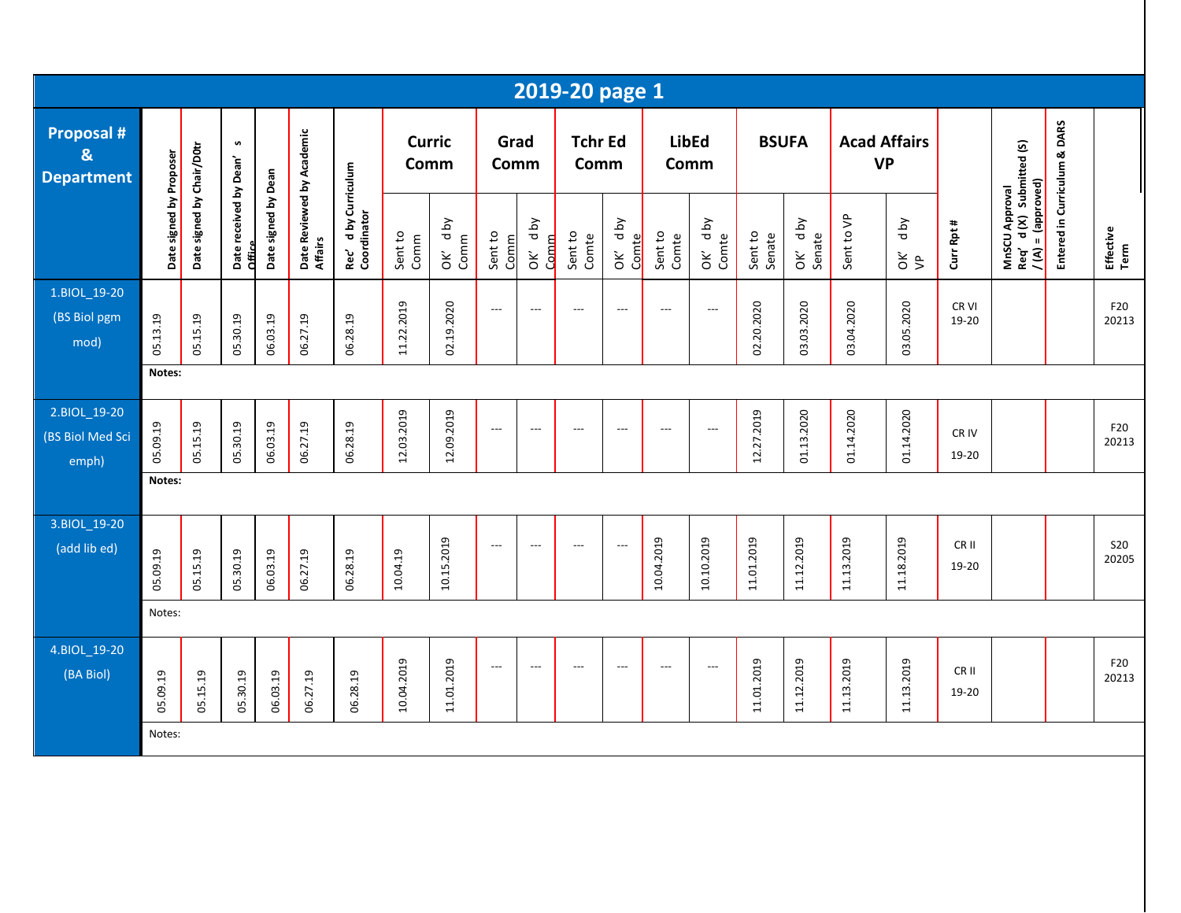# 2019-20 page 1

| Proposal # & Department | Date signed by Proposer | Date signed by Chair/DOtr | Date received by Dean's Office | Date signed by Dean | Date Reviewed by Academic Affairs | Rec'd by Curriculum Coordinator | Curric Comm | | Grad Comm | | Tchr Ed Comm | | LibEd Comm | | BSUFA | | Acad Affairs VP | | Curr Rpt # | MnSCU Approval Req'd (X) Submitted (S) / (A) = (approved) | Entered in Curriculum & DARS | Effective Term |
|---|---|---|---|---|---|---|---|---|---|---|---|---|---|---|---|---|---|---|---|---|---|---|
| | | | | | | | Sent to Comm | OK'd by Comm | Sent to Comm | OK'd by Comm | Sent to Comte | OK'd by Comte | Sent to Comte | OK'd by Comte | Sent to Senate | OK'd by Senate | Sent to VP | OK'd by VP | | | | |
| 1.BIOL_19-20 (BS Biol pgm mod) | 05.13.19 | 05.15.19 | 05.30.19 | 06.03.19 | 06.27.19 | 06.28.19 | 11.22.2019 | 02.19.2020 | --- | --- | --- | --- | --- | --- | 02.20.2020 | 03.03.2020 | 03.04.2020 | 03.05.2020 | CR VI 19-20 | | | F20 20213 |
| | **Notes:** | | | | | | | | | | | | | | | | | | | | | |
| 2.BIOL_19-20 (BS Biol Med Sci emph) | 05.09.19 | 05.15.19 | 05.30.19 | 06.03.19 | 06.27.19 | 06.28.19 | 12.03.2019 | 12.09.2019 | --- | --- | --- | --- | --- | --- | 12.27.2019 | 01.13.2020 | 01.14.2020 | 01.14.2020 | CR IV 19-20 | | | F20 20213 |
| | **Notes:** | | | | | | | | | | | | | | | | | | | | | |
| 3.BIOL_19-20 (add lib ed) | 05.09.19 | 05.15.19 | 05.30.19 | 06.03.19 | 06.27.19 | 06.28.19 | 10.04.19 | 10.15.2019 | --- | --- | --- | --- | 10.04.2019 | 10.10.2019 | 11.01.2019 | 11.12.2019 | 11.13.2019 | 11.18.2019 | CR II 19-20 | | | S20 20205 |
| | Notes: | | | | | | | | | | | | | | | | | | | | | |
| 4.BIOL_19-20 (BA Biol) | 05.09.19 | 05.15.19 | 05.30.19 | 06.03.19 | 06.27.19 | 06.28.19 | 10.04.2019 | 11.01.2019 | --- | --- | --- | --- | --- | --- | 11.01.2019 | 11.12.2019 | 11.13.2019 | 11.13.2019 | CR II 19-20 | | | F20 20213 |
| | Notes: | | | | | | | | | | | | | | | | | | | | | |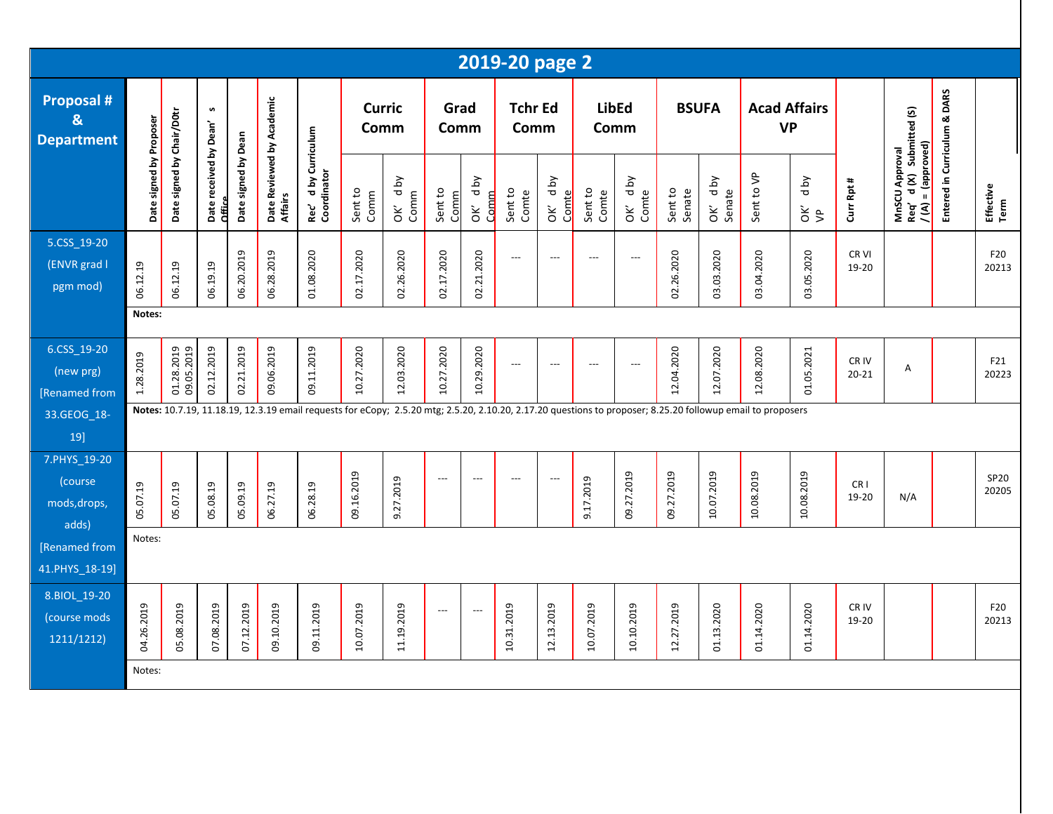# 2019-20 page 2

| Proposal # & Department | Date signed by Proposer | Date signed by Chair/D0tr | Date received by Dean's Office | Date signed by Dean | Date Reviewed by Academic Affairs | Rec'd by Curriculum Coordinator | Curric Comm | | Grad Comm | | Tchr Ed Comm | | LibEd Comm | | BSUFA | | Acad Affairs VP | | Curr Rpt # | MnSCU Approval Req'd (X) Submitted (S) / (A) = (approved) | Entered in Curriculum & DARS | Effective Term |
|---|---|---|---|---|---|---|---|---|---|---|---|---|---|---|---|---|---|---|---|---|---|---|
| | | | | | | | Sent to Comm | OK'd by Comm | Sent to Comm | OK'd by Comm | Sent to Comte | OK'd by Comte | Sent to Comte | OK'd by Comte | Sent to Senate | OK'd by Senate | Sent to VP | OK'd by VP | | | | |
| 5.CSS_19-20 (ENVR grad l pgm mod) | 06.12.19 | 06.12.19 | 06.19.19 | 06.20.2019 | 06.28.2019 | 01.08.2020 | 02.17.2020 | 02.26.2020 | 02.17.2020 | 02.21.2020 | --- | --- | --- | --- | 02.26.2020 | 03.03.2020 | 03.04.2020 | 03.05.2020 | CR VI 19-20 | | | F20 20213 |
| | **Notes:** | | | | | | | | | | | | | | | | | | | | | |
| 6.CSS_19-20 (new prg) [Renamed from 33.GEOG_18-19] | 1.28.2019 | 01.28.2019 09.05.2019 | 02.12.2019 | 02.21.2019 | 09.06.2019 | 09.11.2019 | 10.27.2020 | 12.03.2020 | 10.27.2020 | 10.29.2020 | --- | --- | --- | --- | 12.04.2020 | 12.07.2020 | 12.08.2020 | 01.05.2021 | CR IV 20-21 | A | | F21 20223 |
| | **Notes:** 10.7.19, 11.18.19, 12.3.19 email requests for eCopy; 2.5.20 mtg; 2.5.20, 2.10.20, 2.17.20 questions to proposer; 8.25.20 followup email to proposers | | | | | | | | | | | | | | | | | | | | | |
| 7.PHYS_19-20 (course mods,drops, adds) [Renamed from 41.PHYS_18-19] | 05.07.19 | 05.07.19 | 05.08.19 | 05.09.19 | 06.27.19 | 06.28.19 | 09.16.2019 | 9.27.2019 | --- | --- | --- | --- | 9.17.2019 | 09.27.2019 | 09.27.2019 | 10.07.2019 | 10.08.2019 | 10.08.2019 | CR I 19-20 | N/A | | SP20 20205 |
| | Notes: | | | | | | | | | | | | | | | | | | | | | |
| 8.BIOL_19-20 (course mods 1211/1212) | 04.26.2019 | 05.08.2019 | 07.08.2019 | 07.12.2019 | 09.10.2019 | 09.11.2019 | 10.07.2019 | 11.19.2019 | --- | --- | 10.31.2019 | 12.13.2019 | 10.07.2019 | 10.10.2019 | 12.27.2019 | 01.13.2020 | 01.14.2020 | 01.14.2020 | CR IV 19-20 | | | F20 20213 |
| | Notes: | | | | | | | | | | | | | | | | | | | | | |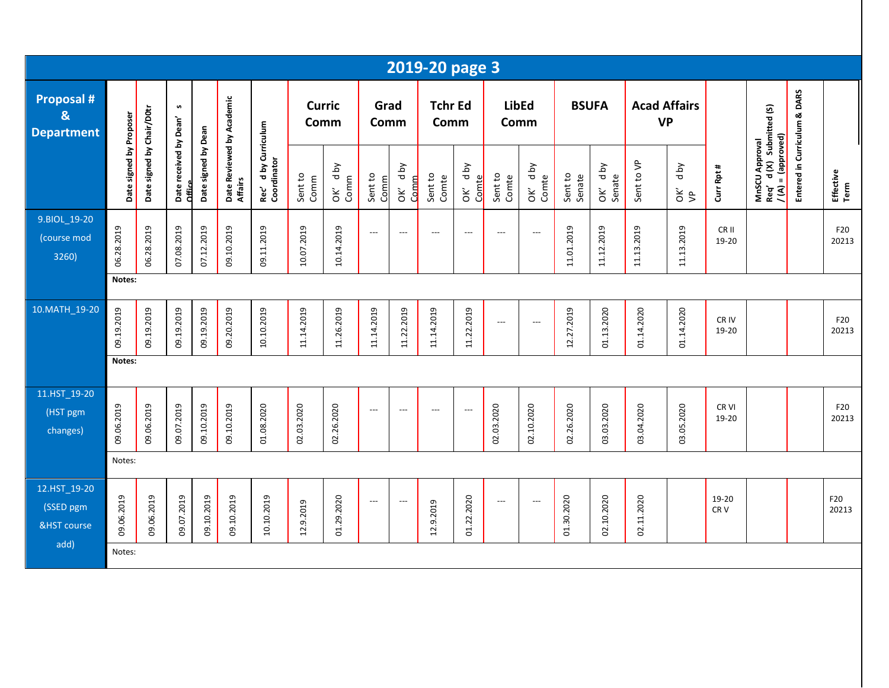# 2019-20 page 3

| Proposal # & Department | Date signed by Proposer | Date signed by Chair/D0tr | Date received by Dean's Office | Date signed by Dean | Date Reviewed by Academic Affairs | Rec'd by Curriculum Coordinator | Curric Comm | | Grad Comm | | Tchr Ed Comm | | LibEd Comm | | BSUFA | | Acad Affairs VP | | Curr Rpt # | MnSCU Approval Req'd (X) Submitted (S) / (A) = (approved) | Entered in Curriculum & DARS | Effective Term |
|---|---|---|---|---|---|---|---|---|---|---|---|---|---|---|---|---|---|---|---|---|---|---|
| | | | | | | | Sent to Comm | OK'd by Comm | Sent to Comm | OK'd by Comm | Sent to Comte | OK'd by Comte | Sent to Comte | OK'd by Comte | Sent to Senate | OK'd by Senate | Sent to VP | OK'd by VP | | | | |
| 9.BIOL_19-20 (course mod 3260) | 06.28.2019 | 06.28.2019 | 07.08.2019 | 07.12.2019 | 09.10.2019 | 09.11.2019 | 10.07.2019 | 10.14.2019 | --- | --- | --- | --- | --- | --- | 11.01.2019 | 11.12.2019 | 11.13.2019 | 11.13.2019 | CR II 19-20 | | | F20 20213 |
| | **Notes:** | | | | | | | | | | | | | | | | | | | | | |
| 10.MATH_19-20 | 09.19.2019 | 09.19.2019 | 09.19.2019 | 09.19.2019 | 09.20.2019 | 10.10.2019 | 11.14.2019 | 11.26.2019 | 11.14.2019 | 11.22.2019 | 11.14.2019 | 11.22.2019 | --- | --- | 12.27.2019 | 01.13.2020 | 01.14.2020 | 01.14.2020 | CR IV 19-20 | | | F20 20213 |
| | **Notes:** | | | | | | | | | | | | | | | | | | | | | |
| 11.HST_19-20 (HST pgm changes) | 09.06.2019 | 09.06.2019 | 09.07.2019 | 09.10.2019 | 09.10.2019 | 01.08.2020 | 02.03.2020 | 02.26.2020 | --- | --- | --- | --- | 02.03.2020 | 02.10.2020 | 02.26.2020 | 03.03.2020 | 03.04.2020 | 03.05.2020 | CR VI 19-20 | | | F20 20213 |
| | Notes: | | | | | | | | | | | | | | | | | | | | | |
| 12.HST_19-20 (SSED pgm &HST course add) | 09.06.2019 | 09.06.2019 | 09.07.2019 | 09.10.2019 | 09.10.2019 | 10.10.2019 | 12.9.2019 | 01.29.2020 | --- | --- | 12.9.2019 | 01.22.2020 | --- | --- | 01.30.2020 | 02.10.2020 | 02.11.2020 | | 19-20 CR V | | | F20 20213 |
| | Notes: | | | | | | | | | | | | | | | | | | | | | |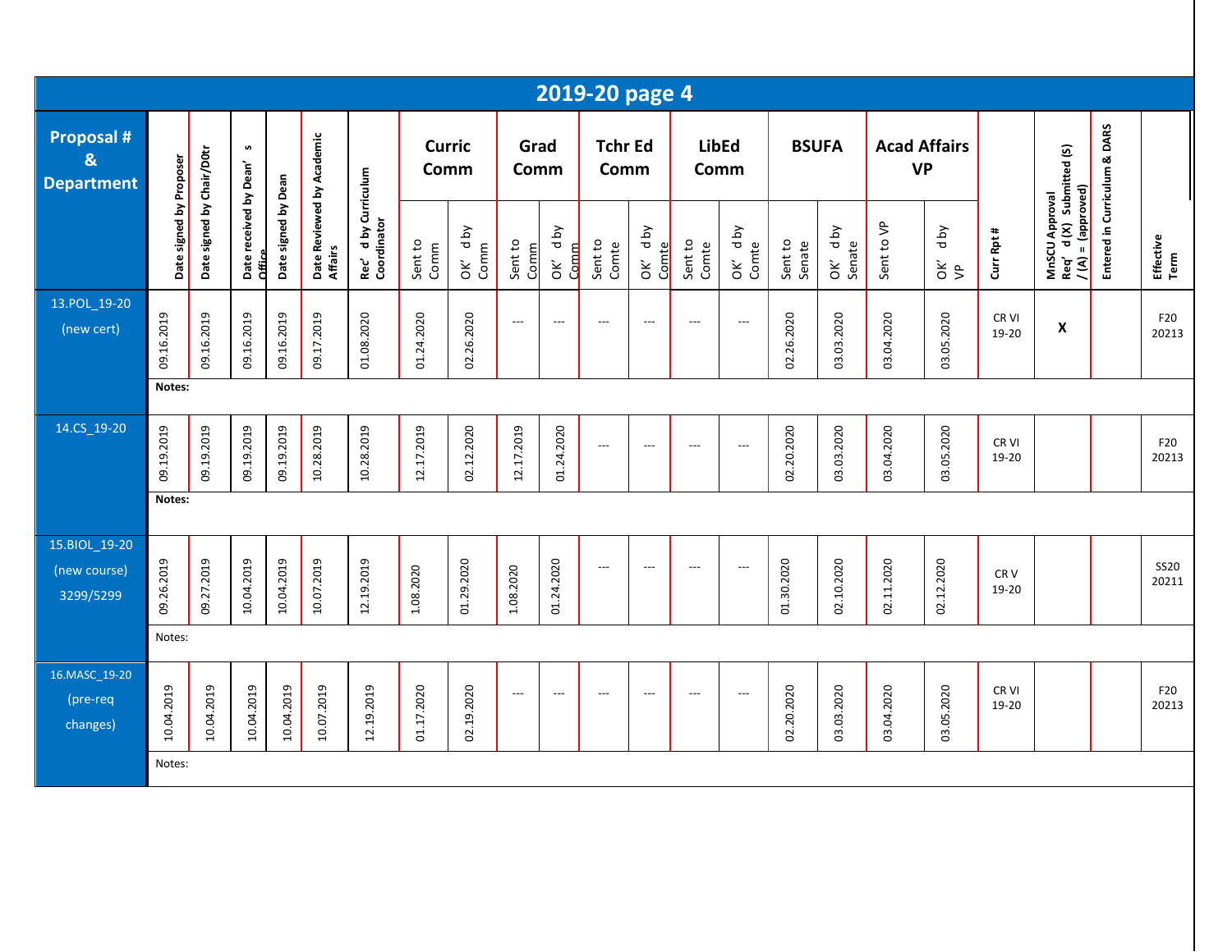# 2019-20 page 4

| Proposal # & Department | Date signed by Proposer | Date signed by Chair/D0tr | Date received by Dean's Office | Date signed by Dean | Date Reviewed by Academic Affairs | Rec'd by Curriculum Coordinator | Curric Comm | | Grad Comm | | Tchr Ed Comm | | LibEd Comm | | BSUFA | | Acad Affairs VP | | Curr Rpt # | MnSCU Approval Req'd (X) Submitted (S) / (A) = (approved) | Entered in Curriculum & DARS | Effective Term |
|---|---|---|---|---|---|---|---|---|---|---|---|---|---|---|---|---|---|---|---|---|---|---|
| | | | | | | | Sent to Comm | OK'd by Comm | Sent to Comm | OK'd by Comm | Sent to Comte | OK'd by Comte | Sent to Comte | OK'd by Comte | Sent to Senate | OK'd by Senate | Sent to VP | OK'd by VP | | | | |
| 13.POL_19-20 (new cert) | 09.16.2019 | 09.16.2019 | 09.16.2019 | 09.16.2019 | 09.17.2019 | 01.08.2020 | 01.24.2020 | 02.26.2020 | --- | --- | --- | --- | --- | --- | 02.26.2020 | 03.03.2020 | 03.04.2020 | 03.05.2020 | CR VI 19-20 | X | | F20 20213 |
| | **Notes:** | | | | | | | | | | | | | | | | | | | | | |
| 14.CS_19-20 | 09.19.2019 | 09.19.2019 | 09.19.2019 | 09.19.2019 | 10.28.2019 | 10.28.2019 | 12.17.2019 | 02.12.2020 | 12.17.2019 | 01.24.2020 | --- | --- | --- | --- | 02.20.2020 | 03.03.2020 | 03.04.2020 | 03.05.2020 | CR VI 19-20 | | | F20 20213 |
| | **Notes:** | | | | | | | | | | | | | | | | | | | | | |
| 15.BIOL_19-20 (new course) 3299/5299 | 09.26.2019 | 09.27.2019 | 10.04.2019 | 10.04.2019 | 10.07.2019 | 12.19.2019 | 1.08.2020 | 01.29.2020 | 1.08.2020 | 01.24.2020 | --- | --- | --- | --- | 01.30.2020 | 02.10.2020 | 02.11.2020 | 02.12.2020 | CR V 19-20 | | | SS20 20211 |
| | Notes: | | | | | | | | | | | | | | | | | | | | | |
| 16.MASC_19-20 (pre-req changes) | 10.04.2019 | 10.04.2019 | 10.04.2019 | 10.04.2019 | 10.07.2019 | 12.19.2019 | 01.17.2020 | 02.19.2020 | --- | --- | --- | --- | --- | --- | 02.20.2020 | 03.03.2020 | 03.04.2020 | 03.05.2020 | CR VI 19-20 | | | F20 20213 |
| | Notes: | | | | | | | | | | | | | | | | | | | | | |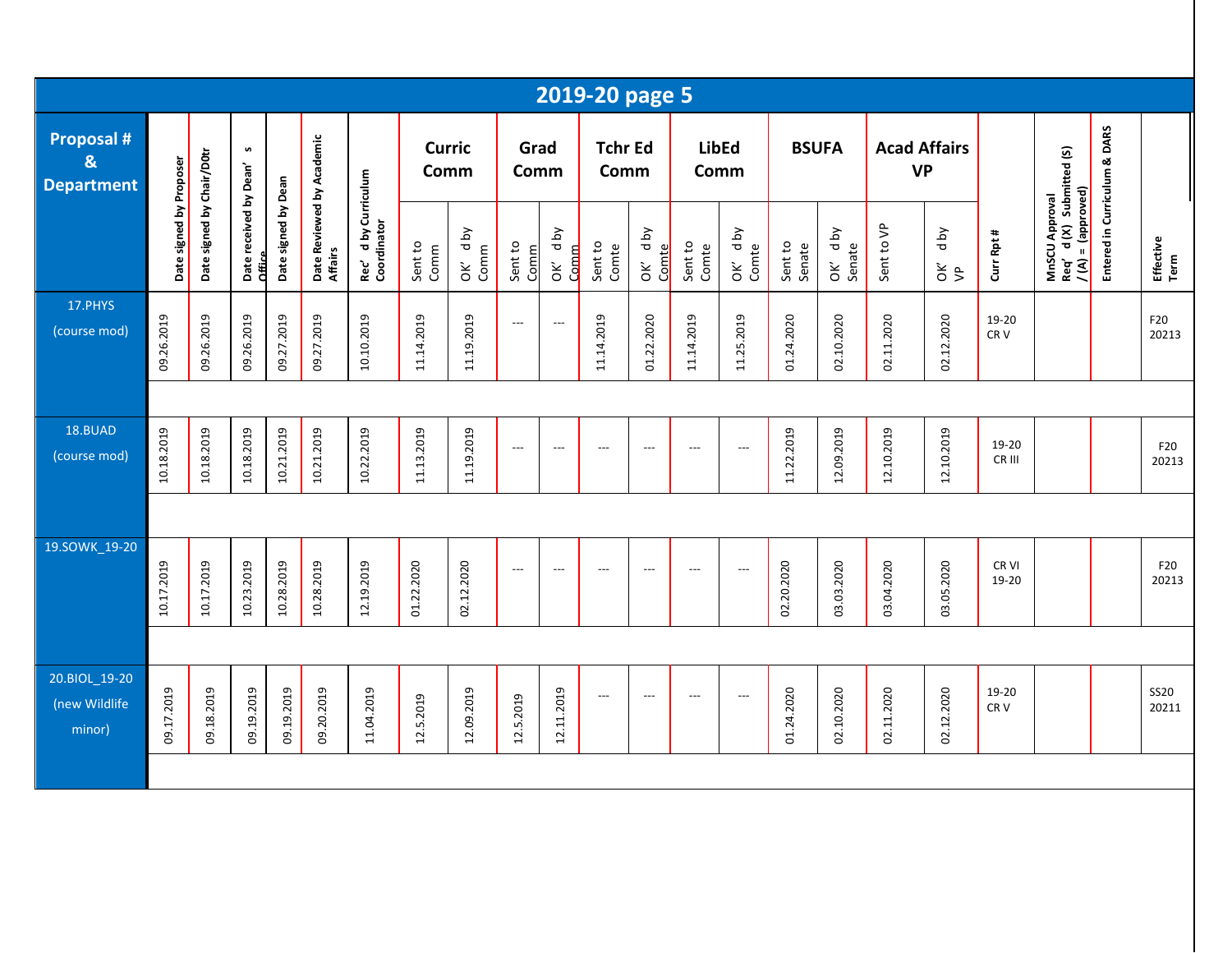## 2019-20 page 5

| Proposal # & Department | Date signed by Proposer | Date signed by Chair/DOtr | Date received by Dean' s Office | Date signed by Dean | Date Reviewed by Academic Affairs | Rec' d by Curriculum Coordinator | Curric Comm | | Grad Comm | | Tchr Ed Comm | | LibEd Comm | | BSUFA | | Acad Affairs VP | | Curr Rpt # | MnSCU Approval Req' d (X) Submitted (S) / (A) = (approved) | Entered in Curriculum & DARS | Effective Term |
|---|---|---|---|---|---|---|---|---|---|---|---|---|---|---|---|---|---|---|---|---|---|---|
| | | | | | | | Sent to Comm | OK' d by Comm | Sent to Comm | OK' d by Comm | Sent to Comte | OK' d by Comte | Sent to Comte | OK' d by Comte | Sent to Senate | OK' d by Senate | Sent to VP | OK' d by VP | | | | |
| 17.PHYS (course mod) | 09.26.2019 | 09.26.2019 | 09.26.2019 | 09.27.2019 | 09.27.2019 | 10.10.2019 | 11.14.2019 | 11.19.2019 | --- | --- | 11.14.2019 | 01.22.2020 | 11.14.2019 | 11.25.2019 | 01.24.2020 | 02.10.2020 | 02.11.2020 | 02.12.2020 | 19-20 CR V | | | F20 20213 |
| 18.BUAD (course mod) | 10.18.2019 | 10.18.2019 | 10.18.2019 | 10.21.2019 | 10.21.2019 | 10.22.2019 | 11.13.2019 | 11.19.2019 | --- | --- | --- | --- | --- | --- | 11.22.2019 | 12.09.2019 | 12.10.2019 | 12.10.2019 | 19-20 CR III | | | F20 20213 |
| 19.SOWK_19-20 | 10.17.2019 | 10.17.2019 | 10.23.2019 | 10.28.2019 | 10.28.2019 | 12.19.2019 | 01.22.2020 | 02.12.2020 | --- | --- | --- | --- | --- | --- | 02.20.2020 | 03.03.2020 | 03.04.2020 | 03.05.2020 | CR VI 19-20 | | | F20 20213 |
| 20.BIOL_19-20 (new Wildlife minor) | 09.17.2019 | 09.18.2019 | 09.19.2019 | 09.19.2019 | 09.20.2019 | 11.04.2019 | 12.5.2019 | 12.09.2019 | 12.5.2019 | 12.11.2019 | --- | --- | --- | --- | 01.24.2020 | 02.10.2020 | 02.11.2020 | 02.12.2020 | 19-20 CR V | | | SS20 20211 |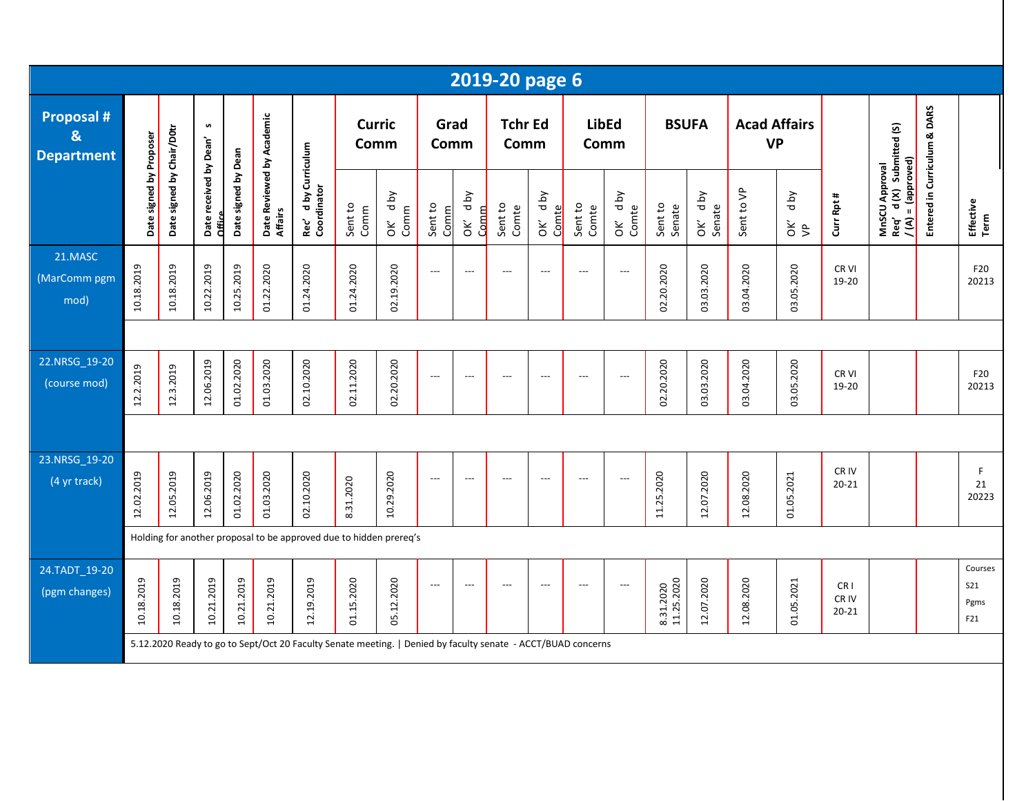# 2019-20 page 6

| Proposal # & Department | Date signed by Proposer | Date signed by Chair/DOtr | Date received by Dean's Office | Date signed by Dean | Date Reviewed by Academic Affairs | Rec'd by Curriculum Coordinator | Curric Comm | | Grad Comm | | Tchr Ed Comm | | LibEd Comm | | BSUFA | | Acad Affairs VP | | Curr Rpt # | MnSCU Approval Req'd (X) Submitted (S) / (A) = (approved) | Entered in Curriculum & DARS | Effective Term |
|---|---|---|---|---|---|---|---|---|---|---|---|---|---|---|---|---|---|---|---|---|---|---|
| | | | | | | | Sent to Comm | OK'd by Comm | Sent to Comm | OK'd by Comm | Sent to Comte | OK'd by Comte | Sent to Comte | OK'd by Comte | Sent to Senate | OK'd by Senate | Sent to VP | OK'd by VP | | | | |
| 21.MASC (MarComm pgm mod) | 10.18.2019 | 10.18.2019 | 10.22.2019 | 10.25.2019 | 01.22.2020 | 01.24.2020 | 01.24.2020 | 02.19.2020 | --- | --- | --- | --- | --- | --- | 02.20.2020 | 03.03.2020 | 03.04.2020 | 03.05.2020 | CR VI 19-20 | | | F20 20213 |
| 22.NRSG_19-20 (course mod) | 12.2.2019 | 12.3.2019 | 12.06.2019 | 01.02.2020 | 01.03.2020 | 02.10.2020 | 02.11.2020 | 02.20.2020 | --- | --- | --- | --- | --- | --- | 02.20.2020 | 03.03.2020 | 03.04.2020 | 03.05.2020 | CR VI 19-20 | | | F20 20213 |
| 23.NRSG_19-20 (4 yr track) | 12.02.2019 | 12.05.2019 | 12.06.2019 | 01.02.2020 | 01.03.2020 | 02.10.2020 | 8.31.2020 | 10.29.2020 | --- | --- | --- | --- | --- | --- | 11.25.2020 | 12.07.2020 | 12.08.2020 | 01.05.2021 | CR IV 20-21 | | | F 21 20223 |
| | Holding for another proposal to be approved due to hidden prereq's | | | | | | | | | | | | | | | | | | | | | |
| 24.TADT_19-20 (pgm changes) | 10.18.2019 | 10.18.2019 | 10.21.2019 | 10.21.2019 | 10.21.2019 | 12.19.2019 | 01.15.2020 | 05.12.2020 | --- | --- | --- | --- | --- | --- | 8.31.2020 11.25.2020 | 12.07.2020 | 12.08.2020 | 01.05.2021 | CR I CR IV 20-21 | | | Courses S21 Pgms F21 |
| | 5.12.2020 Ready to go to Sept/Oct 20 Faculty Senate meeting. \| Denied by faculty senate - ACCT/BUAD concerns | | | | | | | | | | | | | | | | | | | | | |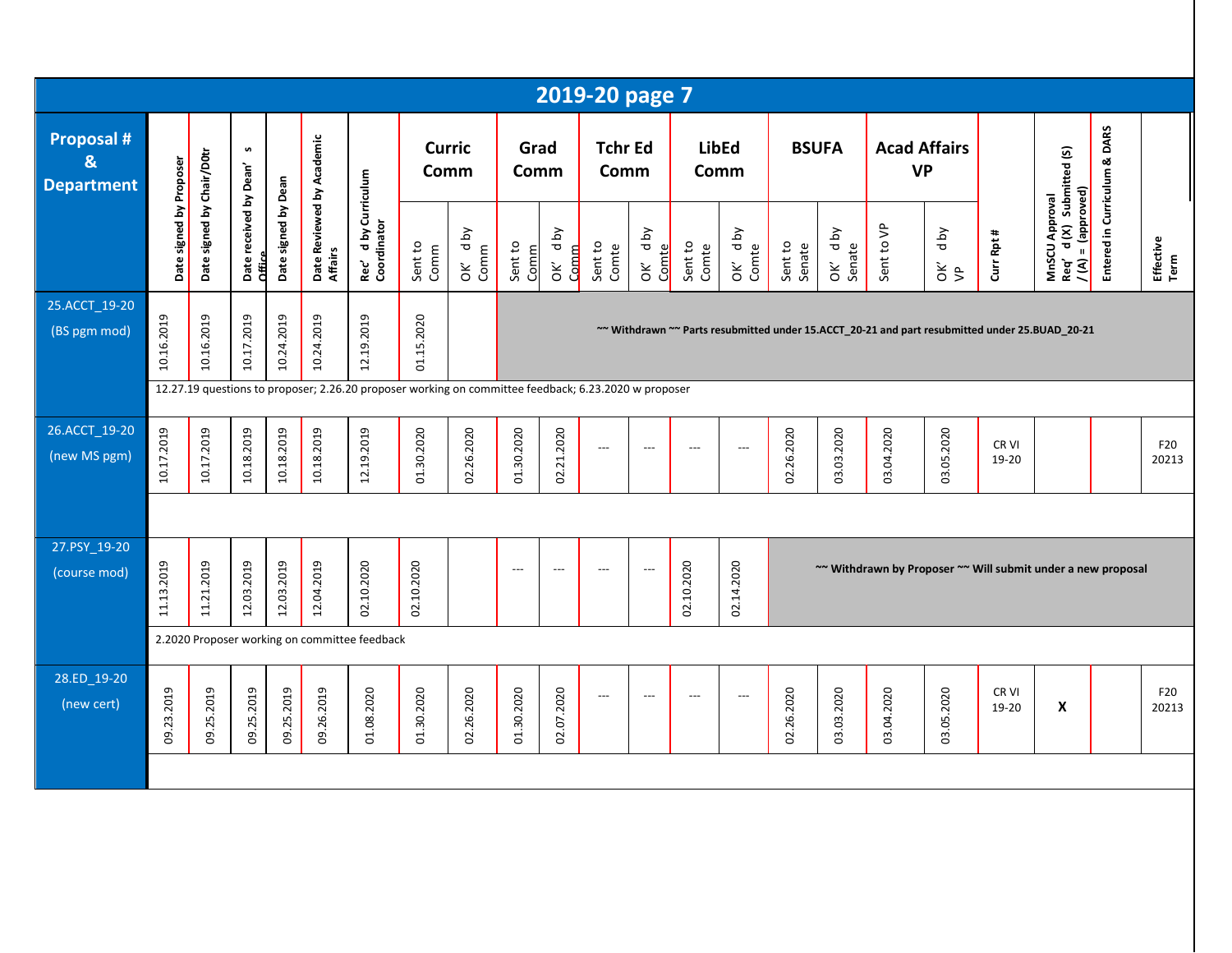# 2019-20 page 7

| Proposal # & Department | Date signed by Proposer | Date signed by Chair/D0tr | Date received by Dean's Office | Date signed by Dean | Date Reviewed by Academic Affairs | Rec'd by Curriculum Coordinator | Curric Comm | | Grad Comm | | Tchr Ed Comm | | LibEd Comm | | BSUFA | | Acad Affairs VP | | Curr Rpt # | MnSCU Approval Req'd (X) Submitted (S) / (A) = (approved) | Entered in Curriculum & DARS | Effective Term |
|---|---|---|---|---|---|---|---|---|---|---|---|---|---|---|---|---|---|---|---|---|---|---|
| | | | | | | | Sent to Comm | OK'd by Comm | Sent to Comm | OK'd by Comm | Sent to Comte | OK'd by Comte | Sent to Comte | OK'd by Comte | Sent to Senate | OK'd by Senate | Sent to VP | OK'd by VP | | | | |
| 25.ACCT_19-20 (BS pgm mod) | 10.16.2019 | 10.16.2019 | 10.17.2019 | 10.24.2019 | 10.24.2019 | 12.19.2019 | 01.15.2020 | | ~~ Withdrawn ~~ Parts resubmitted under 15.ACCT_20-21 and part resubmitted under 25.BUAD_20-21 | | | | | | | | | | | | | |
| | 12.27.19 questions to proposer; 2.26.20 proposer working on committee feedback; 6.23.2020 w proposer | | | | | | | | | | | | | | | | | | | | | |
| 26.ACCT_19-20 (new MS pgm) | 10.17.2019 | 10.17.2019 | 10.18.2019 | 10.18.2019 | 10.18.2019 | 12.19.2019 | 01.30.2020 | 02.26.2020 | 01.30.2020 | 02.21.2020 | --- | --- | --- | --- | 02.26.2020 | 03.03.2020 | 03.04.2020 | 03.05.2020 | CR VI 19-20 | | | F20 20213 |
| | | | | | | | | | | | | | | | | | | | | | | |
| 27.PSY_19-20 (course mod) | 11.13.2019 | 11.21.2019 | 12.03.2019 | 12.03.2019 | 12.04.2019 | 02.10.2020 | 02.10.2020 | | --- | --- | --- | --- | 02.10.2020 | 02.14.2020 | ~~ Withdrawn by Proposer ~~ Will submit under a new proposal | | | | | | | |
| | 2.2020 Proposer working on committee feedback | | | | | | | | | | | | | | | | | | | | | |
| 28.ED_19-20 (new cert) | 09.23.2019 | 09.25.2019 | 09.25.2019 | 09.25.2019 | 09.26.2019 | 01.08.2020 | 01.30.2020 | 02.26.2020 | 01.30.2020 | 02.07.2020 | --- | --- | --- | --- | 02.26.2020 | 03.03.2020 | 03.04.2020 | 03.05.2020 | CR VI 19-20 | X | | F20 20213 |
| | | | | | | | | | | | | | | | | | | | | | | |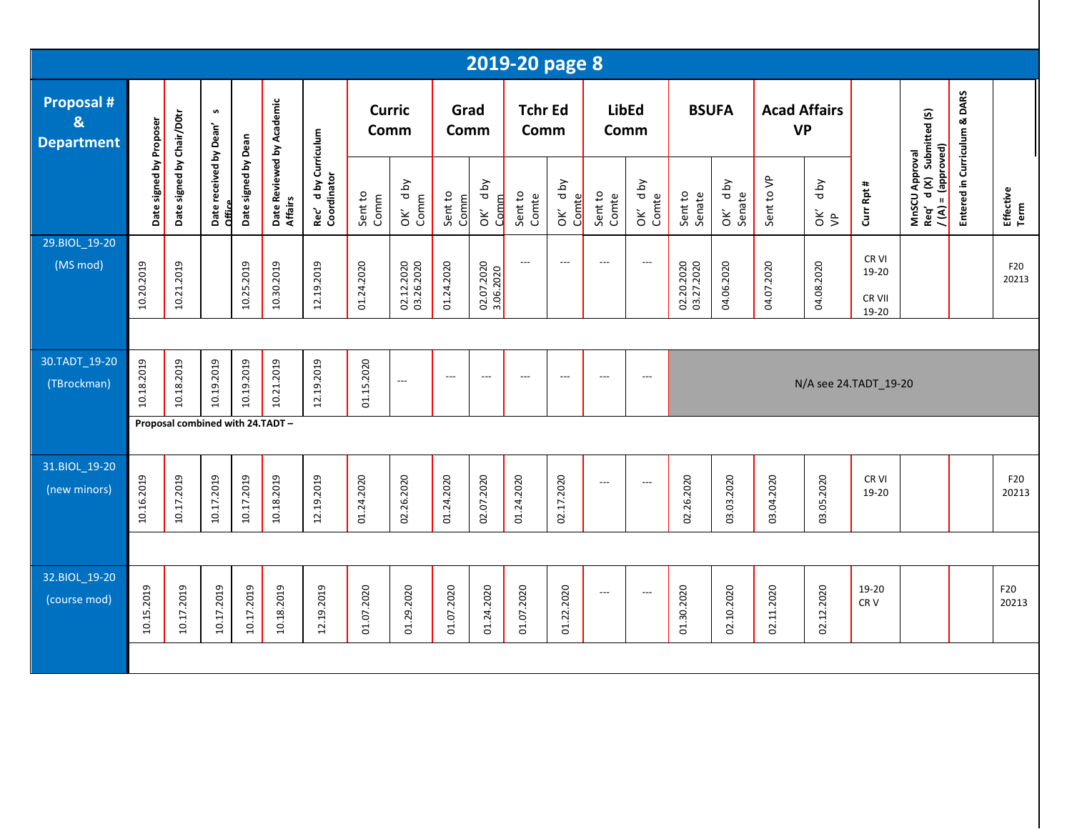## 2019-20 page 8

| Proposal # & Department | Date signed by Proposer | Date signed by Chair/D0tr | Date received by Dean's Office | Date signed by Dean | Date Reviewed by Academic Affairs | Rec'd by Curriculum Coordinator | Curric Comm | | Grad Comm | | Tchr Ed Comm | | LibEd Comm | | BSUFA | | Acad Affairs VP | | Curr Rpt # | MnSCU Approval Req'd (X) Submitted (S) / (A) = (approved) | Entered in Curriculum & DARS | Effective Term |
|---|---|---|---|---|---|---|---|---|---|---|---|---|---|---|---|---|---|---|---|---|---|---|
| | | | | | | | Sent to Comm | OK'd by Comm | Sent to Comm | OK'd by Comm | Sent to Comte | OK'd by Comte | Sent to Comte | OK'd by Comte | Sent to Senate | OK'd by Senate | Sent to VP | OK'd by VP | | | | |
| 29.BIOL_19-20 (MS mod) | 10.20.2019 | 10.21.2019 | | 10.25.2019 | 10.30.2019 | 12.19.2019 | 01.24.2020 | 02.12.2020 03.26.2020 | 01.24.2020 | 02.07.2020 3.06.2020 | --- | --- | --- | --- | 02.20.2020 03.27.2020 | 04.06.2020 | 04.07.2020 | 04.08.2020 | CR VI 19-20 CR VII 19-20 | | | F20 20213 |
| 30.TADT_19-20 (TBrockman) | 10.18.2019 | 10.18.2019 | 10.19.2019 | 10.19.2019 | 10.21.2019 | 12.19.2019 | 01.15.2020 | --- | --- | --- | --- | --- | --- | --- | N/A see 24.TADT_19-20 | | | | | | | |
| | Proposal combined with 24.TADT – | | | | | | | | | | | | | | | | | | | | | |
| 31.BIOL_19-20 (new minors) | 10.16.2019 | 10.17.2019 | 10.17.2019 | 10.17.2019 | 10.18.2019 | 12.19.2019 | 01.24.2020 | 02.26.2020 | 01.24.2020 | 02.07.2020 | 01.24.2020 | 02.17.2020 | --- | --- | 02.26.2020 | 03.03.2020 | 03.04.2020 | 03.05.2020 | CR VI 19-20 | | | F20 20213 |
| 32.BIOL_19-20 (course mod) | 10.15.2019 | 10.17.2019 | 10.17.2019 | 10.17.2019 | 10.18.2019 | 12.19.2019 | 01.07.2020 | 01.29.2020 | 01.07.2020 | 01.24.2020 | 01.07.2020 | 01.22.2020 | --- | --- | 01.30.2020 | 02.10.2020 | 02.11.2020 | 02.12.2020 | 19-20 CR V | | | F20 20213 |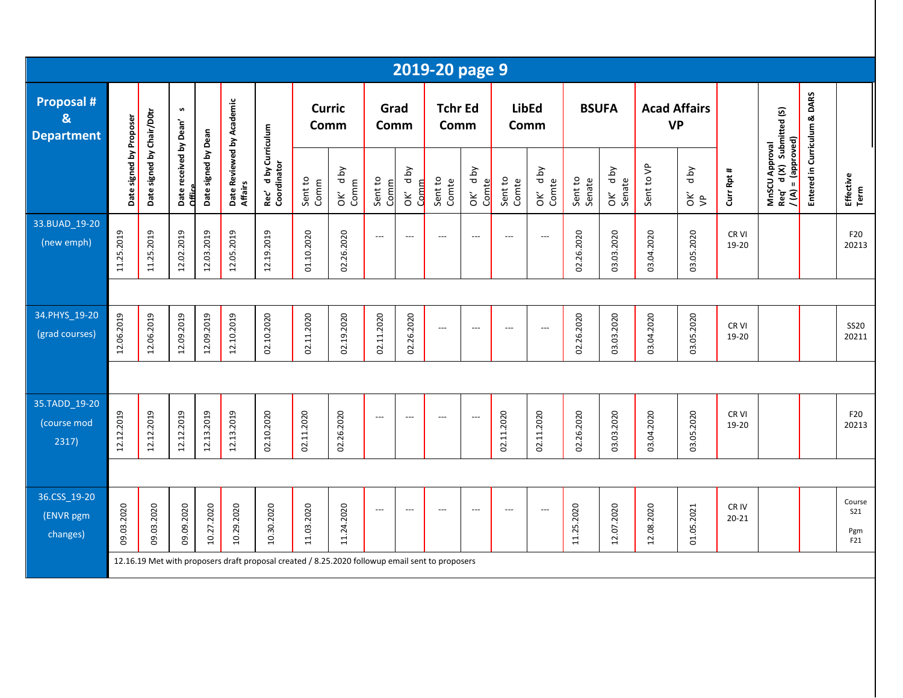# 2019-20 page 9

| Proposal # & Department | Date signed by Proposer | Date signed by Chair/D0tr | Date received by Dean's Office | Date signed by Dean | Date Reviewed by Academic Affairs | Rec'd by Curriculum Coordinator | Curric Comm | | Grad Comm | | Tchr Ed Comm | | LibEd Comm | | BSUFA | | Acad Affairs VP | | Curr Rpt # | MnSCU Approval Req'd (X) Submitted (S) / (A) = (approved) | Entered in Curriculum & DARS | Effective Term |
|---|---|---|---|---|---|---|---|---|---|---|---|---|---|---|---|---|---|---|---|---|---|---|
| | | | | | | | Sent to Comm | OK'd by Comm | Sent to Comm | OK'd by Comm | Sent to Comte | OK'd by Comte | Sent to Comte | OK'd by Comte | Sent to Senate | OK'd by Senate | Sent to VP | OK'd by VP | | | | |
| 33.BUAD_19-20 (new emph) | 11.25.2019 | 11.25.2019 | 12.02.2019 | 12.03.2019 | 12.05.2019 | 12.19.2019 | 01.10.2020 | 02.26.2020 | --- | --- | --- | --- | --- | --- | 02.26.2020 | 03.03.2020 | 03.04.2020 | 03.05.2020 | CR VI 19-20 | | | F20 20213 |
| | | | | | | | | | | | | | | | | | | | | | | |
| 34.PHYS_19-20 (grad courses) | 12.06.2019 | 12.06.2019 | 12.09.2019 | 12.09.2019 | 12.10.2019 | 02.10.2020 | 02.11.2020 | 02.19.2020 | 02.11.2020 | 02.26.2020 | --- | --- | --- | --- | 02.26.2020 | 03.03.2020 | 03.04.2020 | 03.05.2020 | CR VI 19-20 | | | SS20 20211 |
| | | | | | | | | | | | | | | | | | | | | | | |
| 35.TADD_19-20 (course mod 2317) | 12.12.2019 | 12.12.2019 | 12.12.2019 | 12.13.2019 | 12.13.2019 | 02.10.2020 | 02.11.2020 | 02.26.2020 | --- | --- | --- | --- | 02.11.2020 | 02.11.2020 | 02.26.2020 | 03.03.2020 | 03.04.2020 | 03.05.2020 | CR VI 19-20 | | | F20 20213 |
| | | | | | | | | | | | | | | | | | | | | | | |
| 36.CSS_19-20 (ENVR pgm changes) | 09.03.2020 | 09.03.2020 | 09.09.2020 | 10.27.2020 | 10.29.2020 | 10.30.2020 | 11.03.2020 | 11.24.2020 | --- | --- | --- | --- | --- | --- | 11.25.2020 | 12.07.2020 | 12.08.2020 | 01.05.2021 | CR IV 20-21 | | | Course S21 Pgm F21 |
| | 12.16.19 Met with proposers draft proposal created / 8.25.2020 followup email sent to proposers | | | | | | | | | | | | | | | | | | | | | |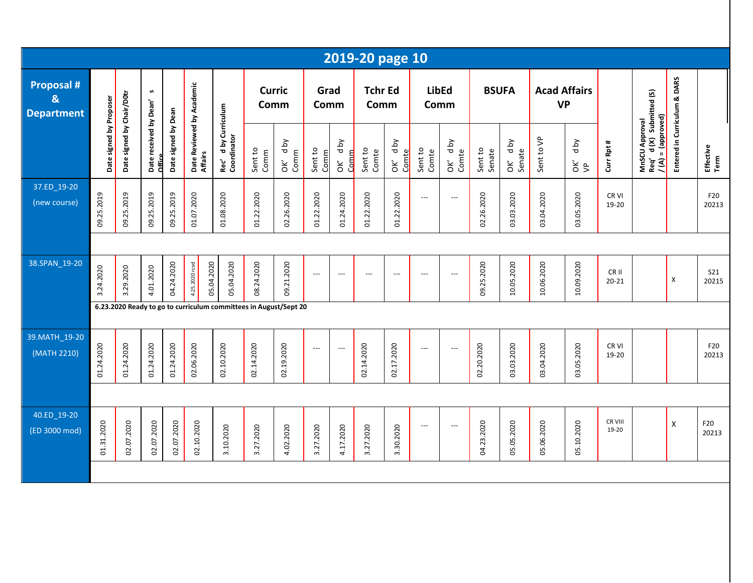# 2019-20 page 10

| Proposal # & Department | Date signed by Proposer | Date signed by Chair/D0tr | Date received by Dean's Office | Date signed by Dean | Date Reviewed by Academic Affairs | Rec'd by Curriculum Coordinator | Curric Comm | | Grad Comm | | Tchr Ed Comm | | LibEd Comm | | BSUFA | | Acad Affairs VP | | Curr Rpt # | MnSCU Approval Req'd (X) Submitted (S) / (A) = (approved) | Entered in Curriculum & DARS | Effective Term |
|---|---|---|---|---|---|---|---|---|---|---|---|---|---|---|---|---|---|---|---|---|---|---|
| | | | | | | | Sent to Comm | OK'd by Comm | Sent to Comm | OK'd by Comm | Sent to Comte | OK'd by Comte | Sent to Comte | OK'd by Comte | Sent to Senate | OK'd by Senate | Sent to VP | OK'd by VP | | | | |
| 37.ED_19-20 (new course) | 09.25.2019 | 09.25.2019 | 09.25.2019 | 09.25.2019 | 01.07.2020 | 01.08.2020 | 01.22.2020 | 02.26.2020 | 01.22.2020 | 01.24.2020 | 01.22.2020 | 01.22.2020 | --- | --- | 02.26.2020 | 03.03.2020 | 03.04.2020 | 03.05.2020 | CR VI 19-20 | | | F20 20213 |
| 38.SPAN_19-20 | 3.24.2020 | 3.29.2020 | 4.01.2020 | 04.24.2020 | 4.25.2020 rcvd 05.04.2020 | 05.04.2020 | 08.24.2020 | 09.21.2020 | --- | --- | --- | --- | --- | --- | 09.25.2020 | 10.05.2020 | 10.06.2020 | 10.09.2020 | CR II 20-21 | | X | S21 20215 |
| | **6.23.2020 Ready to go to curriculum committees in August/Sept 20** | | | | | | | | | | | | | | | | | | | | | |
| 39.MATH_19-20 (MATH 2210) | 01.24.2020 | 01.24.2020 | 01.24.2020 | 01.24.2020 | 02.06.2020 | 02.10.2020 | 02.14.2020 | 02.19.2020 | --- | --- | 02.14.2020 | 02.17.2020 | --- | --- | 02.20.2020 | 03.03.2020 | 03.04.2020 | 03.05.2020 | CR VI 19-20 | | | F20 20213 |
| 40.ED_19-20 (ED 3000 mod) | 01.31.2020 | 02.07.2020 | 02.07.2020 | 02.07.2020 | 02.10.2020 | 3.10.2020 | 3.27.2020 | 4.02.2020 | 3.27.2020 | 4.17.2020 | 3.27.2020 | 3.30.2020 | --- | --- | 04.23.2020 | 05.05.2020 | 05.06.2020 | 05.10.2020 | CR VIII 19-20 | | X | F20 20213 |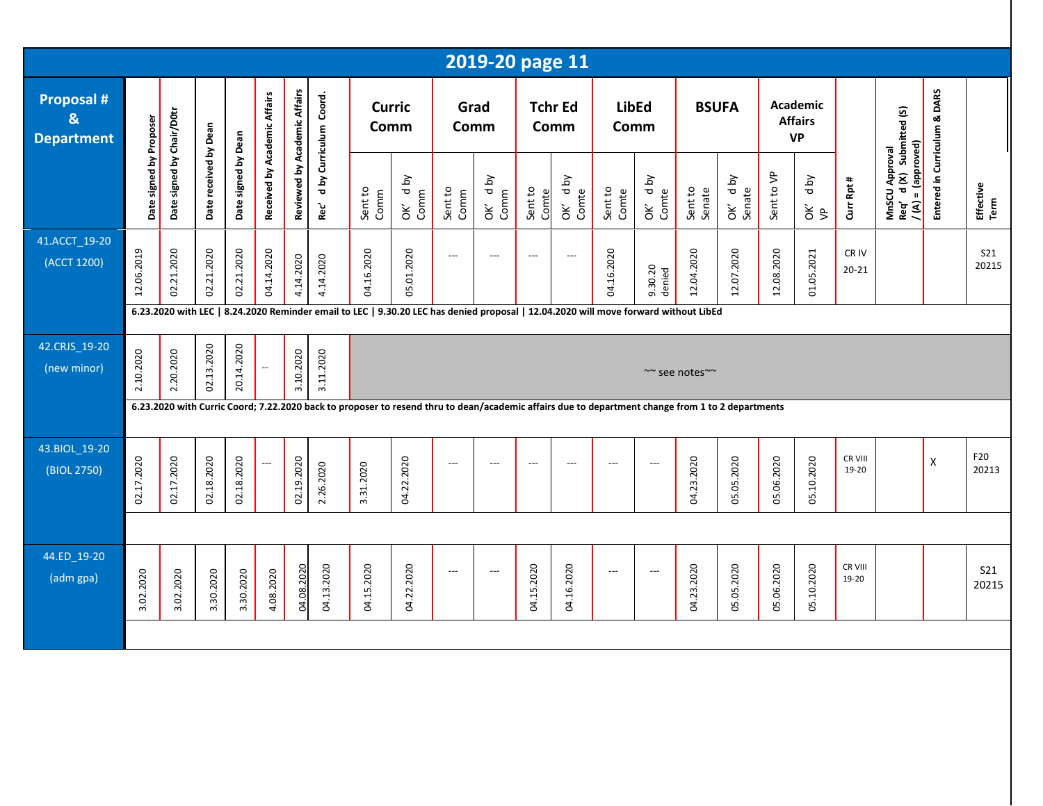# 2019-20 page 11

| Proposal # & Department | Date signed by Proposer | Date signed by Chair/D0tr | Date received by Dean | Date signed by Dean | Received by Academic Affairs | Reviewed by Academic Affairs | Rec' d by Curriculum Coord. | Curric Comm | | Grad Comm | | Tchr Ed Comm | | LibEd Comm | | BSUFA | | Academic Affairs VP | | Curr Rpt # | MnSCU Approval Req' d (X) Submitted (S) / (A) = (approved) | Entered in Curriculum & DARS | Effective Term |
|---|---|---|---|---|---|---|---|---|---|---|---|---|---|---|---|---|---|---|---|---|---|---|---|
| | | | | | | | | Sent to Comm | OK' d by Comm | Sent to Comm | OK' d by Comm | Sent to Comte | OK' d by Comte | Sent to Comte | OK' d by Comte | Sent to Senate | OK' d by Senate | Sent to VP | OK' d by VP | | | | |
| 41.ACCT_19-20 (ACCT 1200) | 12.06.2019 | 02.21.2020 | 02.21.2020 | 02.21.2020 | 04.14.2020 | 4.14.2020 | 4.14.2020 | 04.16.2020 | 05.01.2020 | --- | --- | --- | --- | 04.16.2020 | 9.30.20 denied | 12.04.2020 | 12.07.2020 | 12.08.2020 | 01.05.2021 | CR IV 20-21 | | | S21 20215 |
| | 6.23.2020 with LEC \| 8.24.2020 Reminder email to LEC \| 9.30.20 LEC has denied proposal \| 12.04.2020 will move forward without LibEd | | | | | | | | | | | | | | | | | | | | | | |
| 42.CRJS_19-20 (new minor) | 2.10.2020 | 2.20.2020 | 02.13.2020 | 20.14.2020 | -- | 3.10.2020 | 3.11.2020 | ~~ see notes~~ | | | | | | | | | | | | | | | |
| | 6.23.2020 with Curric Coord; 7.22.2020 back to proposer to resend thru to dean/academic affairs due to department change from 1 to 2 departments | | | | | | | | | | | | | | | | | | | | | | |
| 43.BIOL_19-20 (BIOL 2750) | 02.17.2020 | 02.17.2020 | 02.18.2020 | 02.18.2020 | --- | 02.19.2020 | 2.26.2020 | 3.31.2020 | 04.22.2020 | --- | --- | --- | --- | --- | --- | 04.23.2020 | 05.05.2020 | 05.06.2020 | 05.10.2020 | CR VIII 19-20 | | X | F20 20213 |
| 44.ED_19-20 (adm gpa) | 3.02.2020 | 3.02.2020 | 3.30.2020 | 3.30.2020 | 4.08.2020 | 04.08.2020 | 04.13.2020 | 04.15.2020 | 04.22.2020 | --- | --- | 04.15.2020 | 04.16.2020 | --- | --- | 04.23.2020 | 05.05.2020 | 05.06.2020 | 05.10.2020 | CR VIII 19-20 | | | S21 20215 |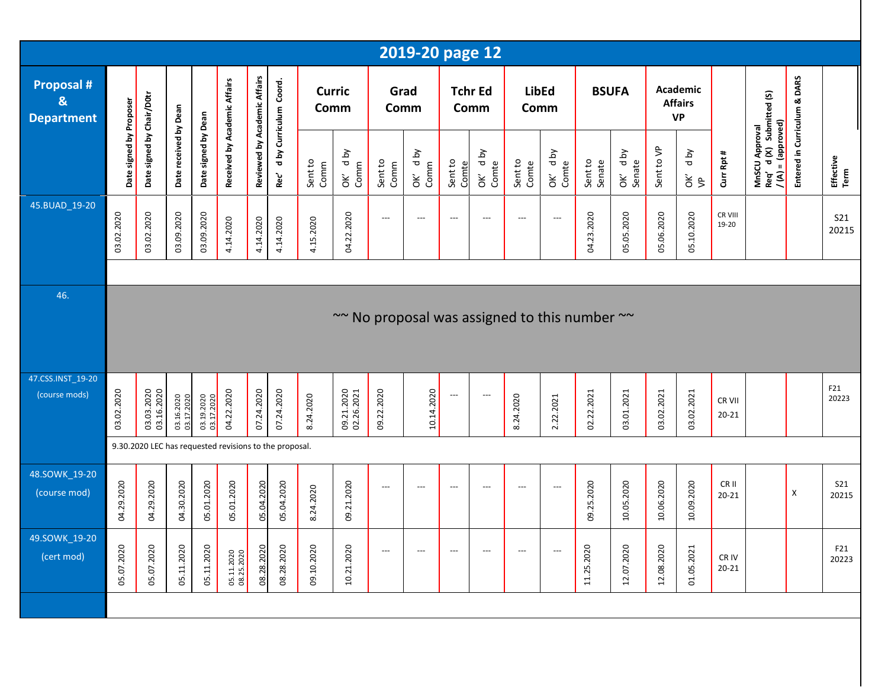# 2019-20 page 12

| Proposal # & Department | Date signed by Proposer | Date signed by Chair/D0tr | Date received by Dean | Date signed by Dean | Received by Academic Affairs | Reviewed by Academic Affairs | Rec' d by Curriculum Coord. | Curric Comm | | Grad Comm | | Tchr Ed Comm | | LibEd Comm | | BSUFA | | Academic Affairs VP | | Curr Rpt # | MnSCU Approval Req' d (X) Submitted (S) / (A) = (approved) | Entered in Curriculum & DARS | Effective Term |
|---|---|---|---|---|---|---|---|---|---|---|---|---|---|---|---|---|---|---|---|---|---|---|---|
| | | | | | | | | Sent to Comm | OK' d by Comm | Sent to Comm | OK' d by Comm | Sent to Comte | OK' d by Comte | Sent to Comte | OK' d by Comte | Sent to Senate | OK' d by Senate | Sent to VP | OK' d by VP | | | | |
| 45.BUAD_19-20 | 03.02.2020 | 03.02.2020 | 03.09.2020 | 03.09.2020 | 4.14.2020 | 4.14.2020 | 4.14.2020 | 4.15.2020 | 04.22.2020 | --- | --- | --- | --- | --- | --- | 04.23.2020 | 05.05.2020 | 05.06.2020 | 05.10.2020 | CR VIII 19-20 | | | S21 20215 |
| 46. | ~~ No proposal was assigned to this number ~~ | | | | | | | | | | | | | | | | | | | | | | |
| 47.CSS.INST_19-20 (course mods) | 03.02.2020 | 03.03.2020 03.16.2020 | 03.16.2020 03.17.2020 | 03.19.2020 03.17.2020 | 04.22.2020 | 07.24.2020 | 07.24.2020 | 8.24.2020 | 09.21.2020 02.26.2021 | 09.22.2020 | 10.14.2020 | --- | --- | 8.24.2020 | 2.22.2021 | 02.22.2021 | 03.01.2021 | 03.02.2021 | 03.02.2021 | CR VII 20-21 | | | F21 20223 |
| | 9.30.2020 LEC has requested revisions to the proposal. | | | | | | | | | | | | | | | | | | | | | | |
| 48.SOWK_19-20 (course mod) | 04.29.2020 | 04.29.2020 | 04.30.2020 | 05.01.2020 | 05.01.2020 | 05.04.2020 | 05.04.2020 | 8.24.2020 | 09.21.2020 | --- | --- | --- | --- | --- | --- | 09.25.2020 | 10.05.2020 | 10.06.2020 | 10.09.2020 | CR II 20-21 | | X | S21 20215 |
| 49.SOWK_19-20 (cert mod) | 05.07.2020 | 05.07.2020 | 05.11.2020 | 05.11.2020 | 05.11.2020 08.25.2020 | 08.28.2020 | 08.28.2020 | 09.10.2020 | 10.21.2020 | --- | --- | --- | --- | --- | --- | 11.25.2020 | 12.07.2020 | 12.08.2020 | 01.05.2021 | CR IV 20-21 | | | F21 20223 |